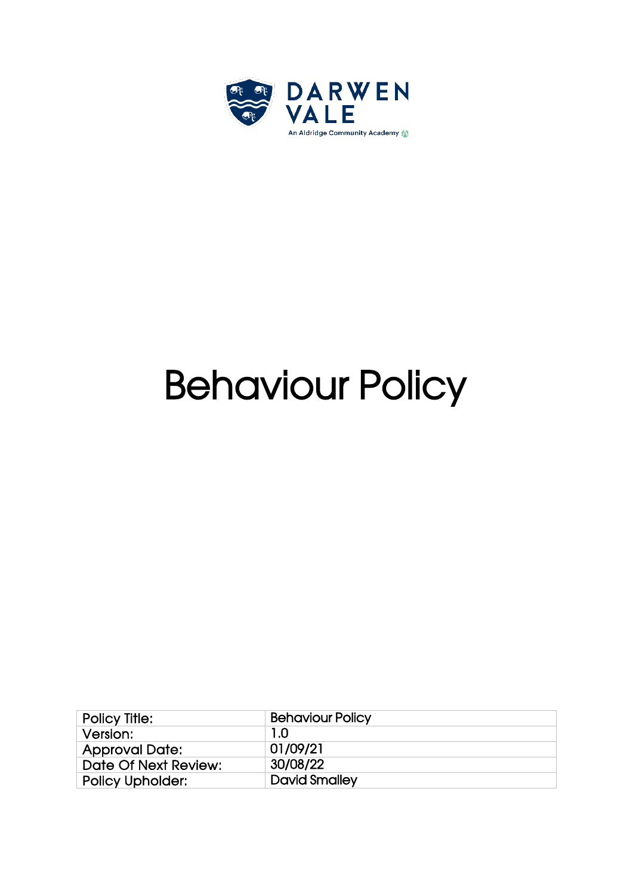DARWEN VALE

An Aldridge Community Academy

# Behaviour Policy

| Policy Title: | Behaviour Policy |
|---|---|
| Version: | 1.0 |
| Approval Date: | 01/09/21 |
| Date Of Next Review: | 30/08/22 |
| Policy Upholder: | David Smalley |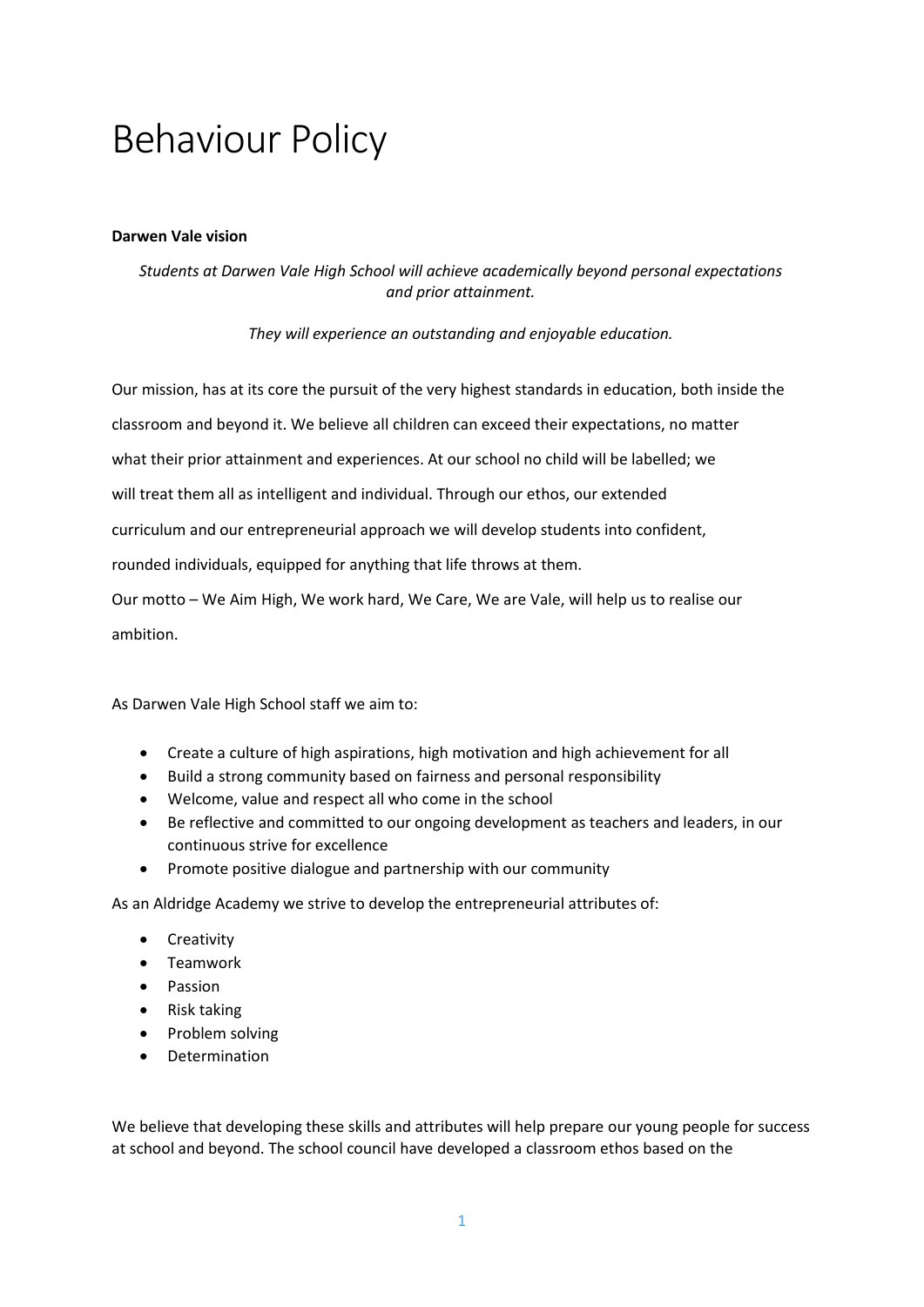# Behaviour Policy

**Darwen Vale vision**

*Students at Darwen Vale High School will achieve academically beyond personal expectations and prior attainment.*

*They will experience an outstanding and enjoyable education.*

Our mission, has at its core the pursuit of the very highest standards in education, both inside the classroom and beyond it. We believe all children can exceed their expectations, no matter what their prior attainment and experiences. At our school no child will be labelled; we will treat them all as intelligent and individual. Through our ethos, our extended curriculum and our entrepreneurial approach we will develop students into confident, rounded individuals, equipped for anything that life throws at them.
Our motto – We Aim High, We work hard, We Care, We are Vale, will help us to realise our ambition.

As Darwen Vale High School staff we aim to:

- Create a culture of high aspirations, high motivation and high achievement for all
- Build a strong community based on fairness and personal responsibility
- Welcome, value and respect all who come in the school
- Be reflective and committed to our ongoing development as teachers and leaders, in our continuous strive for excellence
- Promote positive dialogue and partnership with our community

As an Aldridge Academy we strive to develop the entrepreneurial attributes of:

- Creativity
- Teamwork
- Passion
- Risk taking
- Problem solving
- Determination

We believe that developing these skills and attributes will help prepare our young people for success at school and beyond. The school council have developed a classroom ethos based on the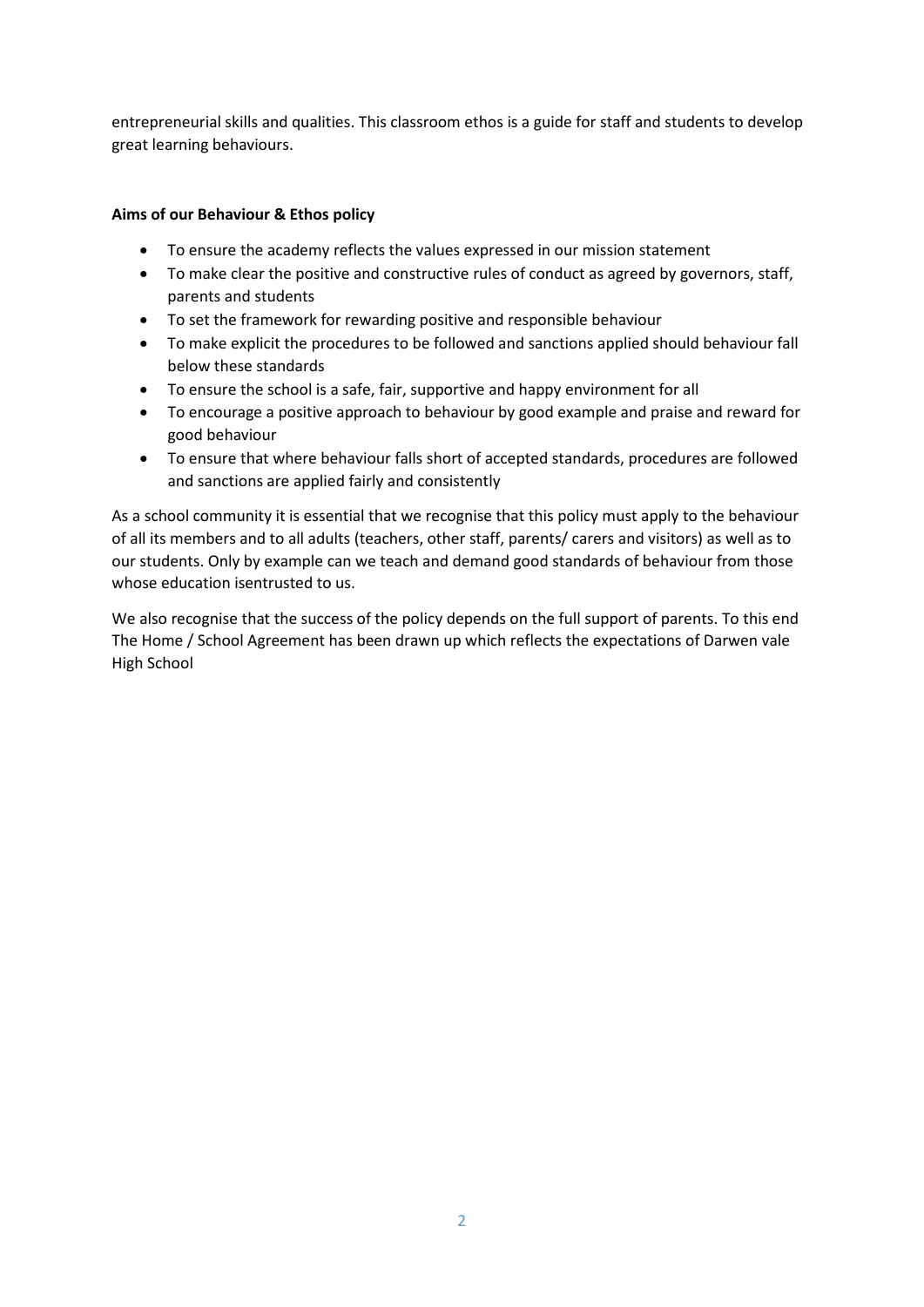entrepreneurial skills and qualities. This classroom ethos is a guide for staff and students to develop great learning behaviours.

**Aims of our Behaviour & Ethos policy**

- To ensure the academy reflects the values expressed in our mission statement
- To make clear the positive and constructive rules of conduct as agreed by governors, staff, parents and students
- To set the framework for rewarding positive and responsible behaviour
- To make explicit the procedures to be followed and sanctions applied should behaviour fall below these standards
- To ensure the school is a safe, fair, supportive and happy environment for all
- To encourage a positive approach to behaviour by good example and praise and reward for good behaviour
- To ensure that where behaviour falls short of accepted standards, procedures are followed and sanctions are applied fairly and consistently

As a school community it is essential that we recognise that this policy must apply to the behaviour of all its members and to all adults (teachers, other staff, parents/ carers and visitors) as well as to our students. Only by example can we teach and demand good standards of behaviour from those whose education isentrusted to us.

We also recognise that the success of the policy depends on the full support of parents. To this end The Home / School Agreement has been drawn up which reflects the expectations of Darwen vale High School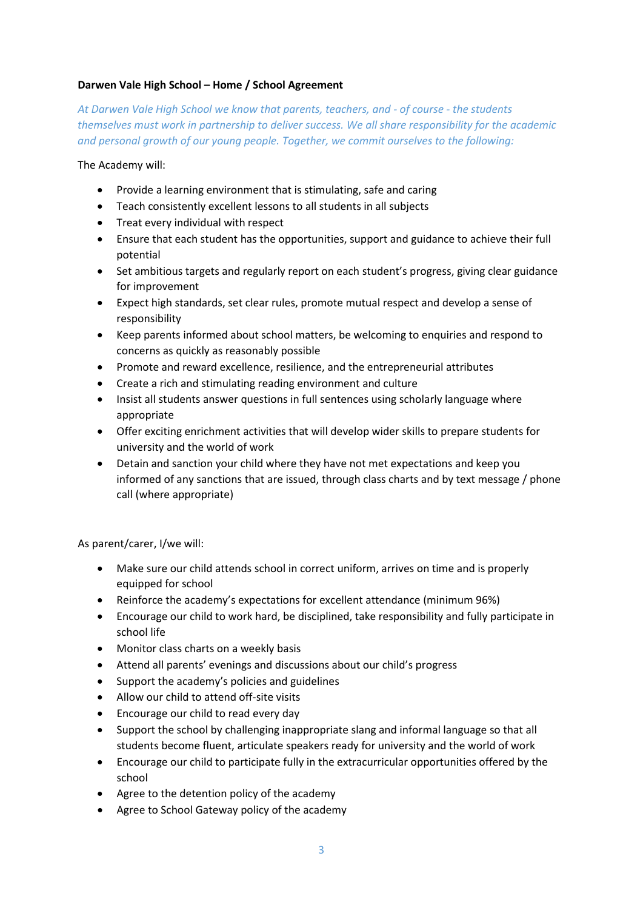**Darwen Vale High School – Home / School Agreement**

*At Darwen Vale High School we know that parents, teachers, and - of course - the students themselves must work in partnership to deliver success. We all share responsibility for the academic and personal growth of our young people. Together, we commit ourselves to the following:*

The Academy will:

- Provide a learning environment that is stimulating, safe and caring
- Teach consistently excellent lessons to all students in all subjects
- Treat every individual with respect
- Ensure that each student has the opportunities, support and guidance to achieve their full potential
- Set ambitious targets and regularly report on each student's progress, giving clear guidance for improvement
- Expect high standards, set clear rules, promote mutual respect and develop a sense of responsibility
- Keep parents informed about school matters, be welcoming to enquiries and respond to concerns as quickly as reasonably possible
- Promote and reward excellence, resilience, and the entrepreneurial attributes
- Create a rich and stimulating reading environment and culture
- Insist all students answer questions in full sentences using scholarly language where appropriate
- Offer exciting enrichment activities that will develop wider skills to prepare students for university and the world of work
- Detain and sanction your child where they have not met expectations and keep you informed of any sanctions that are issued, through class charts and by text message / phone call (where appropriate)

As parent/carer, I/we will:

- Make sure our child attends school in correct uniform, arrives on time and is properly equipped for school
- Reinforce the academy's expectations for excellent attendance (minimum 96%)
- Encourage our child to work hard, be disciplined, take responsibility and fully participate in school life
- Monitor class charts on a weekly basis
- Attend all parents' evenings and discussions about our child's progress
- Support the academy's policies and guidelines
- Allow our child to attend off-site visits
- Encourage our child to read every day
- Support the school by challenging inappropriate slang and informal language so that all students become fluent, articulate speakers ready for university and the world of work
- Encourage our child to participate fully in the extracurricular opportunities offered by the school
- Agree to the detention policy of the academy
- Agree to School Gateway policy of the academy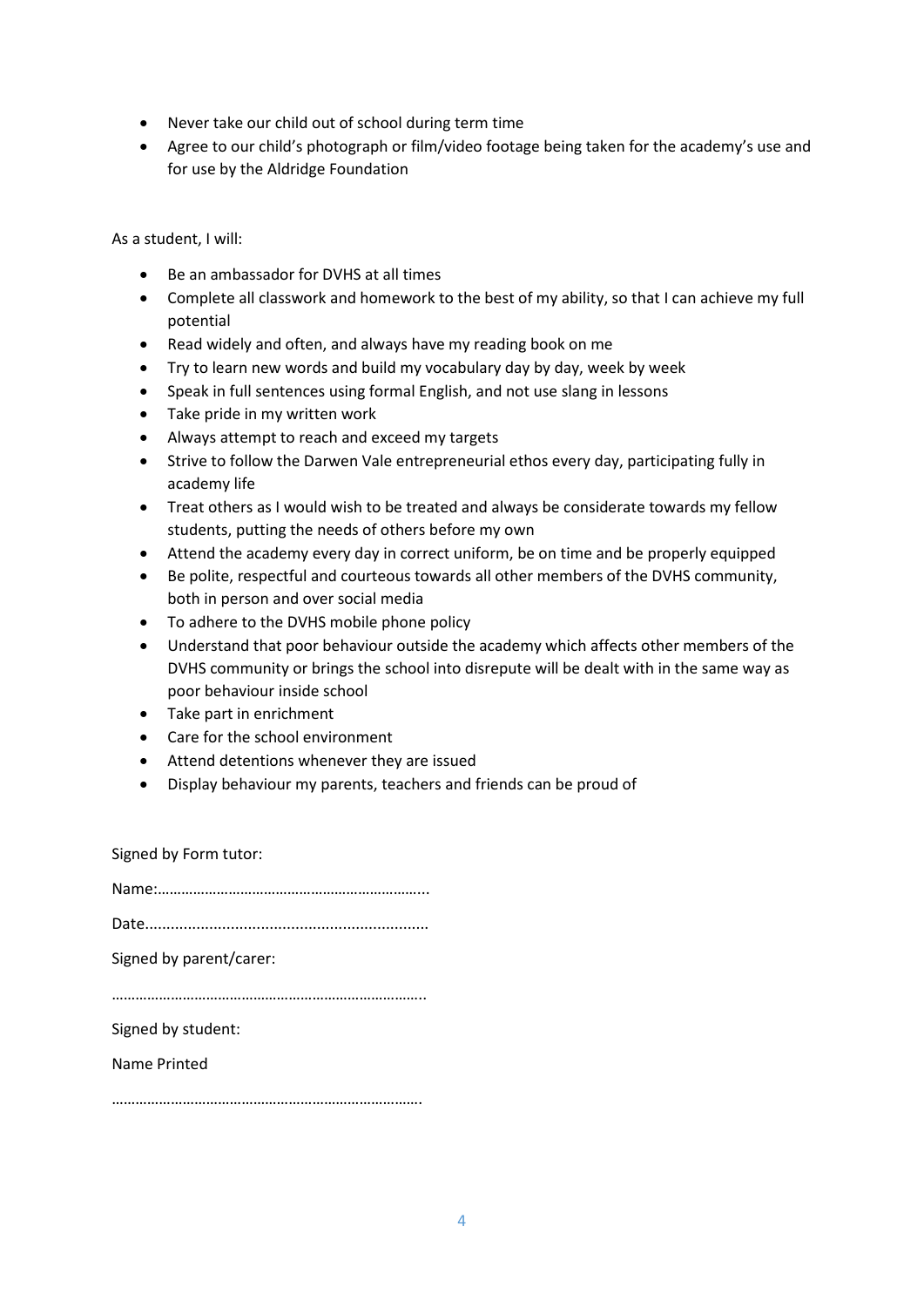- Never take our child out of school during term time
- Agree to our child's photograph or film/video footage being taken for the academy's use and for use by the Aldridge Foundation

As a student, I will:

- Be an ambassador for DVHS at all times
- Complete all classwork and homework to the best of my ability, so that I can achieve my full potential
- Read widely and often, and always have my reading book on me
- Try to learn new words and build my vocabulary day by day, week by week
- Speak in full sentences using formal English, and not use slang in lessons
- Take pride in my written work
- Always attempt to reach and exceed my targets
- Strive to follow the Darwen Vale entrepreneurial ethos every day, participating fully in academy life
- Treat others as I would wish to be treated and always be considerate towards my fellow students, putting the needs of others before my own
- Attend the academy every day in correct uniform, be on time and be properly equipped
- Be polite, respectful and courteous towards all other members of the DVHS community, both in person and over social media
- To adhere to the DVHS mobile phone policy
- Understand that poor behaviour outside the academy which affects other members of the DVHS community or brings the school into disrepute will be dealt with in the same way as poor behaviour inside school
- Take part in enrichment
- Care for the school environment
- Attend detentions whenever they are issued
- Display behaviour my parents, teachers and friends can be proud of

Signed by Form tutor:

Name:…………………………………………………………..

Date.................................................................

Signed by parent/carer:

…………………………………………………………………..

Signed by student:

Name Printed

………………………………………………………………….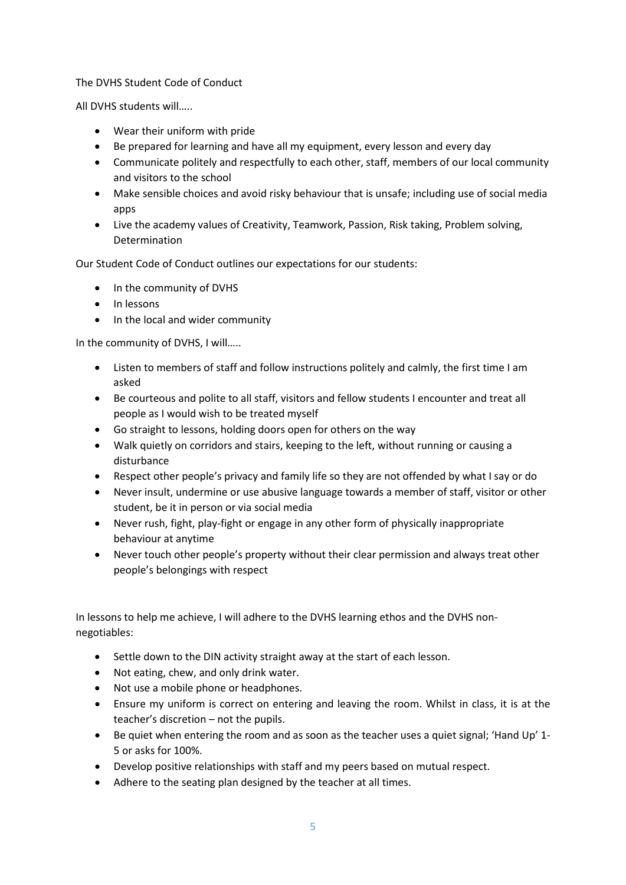The DVHS Student Code of Conduct

All DVHS students will…..

- Wear their uniform with pride
- Be prepared for learning and have all my equipment, every lesson and every day
- Communicate politely and respectfully to each other, staff, members of our local community and visitors to the school
- Make sensible choices and avoid risky behaviour that is unsafe; including use of social media apps
- Live the academy values of Creativity, Teamwork, Passion, Risk taking, Problem solving, Determination

Our Student Code of Conduct outlines our expectations for our students:

- In the community of DVHS
- In lessons
- In the local and wider community

In the community of DVHS, I will…..

- Listen to members of staff and follow instructions politely and calmly, the first time I am asked
- Be courteous and polite to all staff, visitors and fellow students I encounter and treat all people as I would wish to be treated myself
- Go straight to lessons, holding doors open for others on the way
- Walk quietly on corridors and stairs, keeping to the left, without running or causing a disturbance
- Respect other people's privacy and family life so they are not offended by what I say or do
- Never insult, undermine or use abusive language towards a member of staff, visitor or other student, be it in person or via social media
- Never rush, fight, play-fight or engage in any other form of physically inappropriate behaviour at anytime
- Never touch other people's property without their clear permission and always treat other people's belongings with respect

In lessons to help me achieve, I will adhere to the DVHS learning ethos and the DVHS non-negotiables:

- Settle down to the DIN activity straight away at the start of each lesson.
- Not eating, chew, and only drink water.
- Not use a mobile phone or headphones.
- Ensure my uniform is correct on entering and leaving the room. Whilst in class, it is at the teacher's discretion – not the pupils.
- Be quiet when entering the room and as soon as the teacher uses a quiet signal; 'Hand Up' 1-5 or asks for 100%.
- Develop positive relationships with staff and my peers based on mutual respect.
- Adhere to the seating plan designed by the teacher at all times.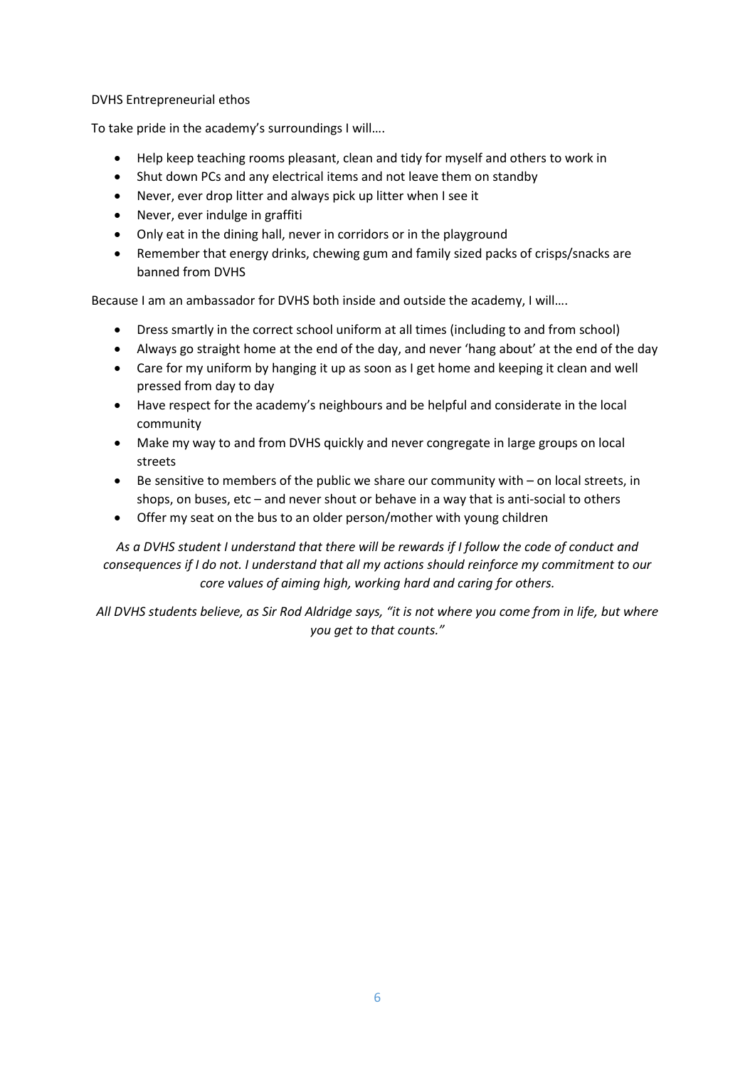DVHS Entrepreneurial ethos

To take pride in the academy's surroundings I will….

- Help keep teaching rooms pleasant, clean and tidy for myself and others to work in
- Shut down PCs and any electrical items and not leave them on standby
- Never, ever drop litter and always pick up litter when I see it
- Never, ever indulge in graffiti
- Only eat in the dining hall, never in corridors or in the playground
- Remember that energy drinks, chewing gum and family sized packs of crisps/snacks are banned from DVHS

Because I am an ambassador for DVHS both inside and outside the academy, I will….

- Dress smartly in the correct school uniform at all times (including to and from school)
- Always go straight home at the end of the day, and never 'hang about' at the end of the day
- Care for my uniform by hanging it up as soon as I get home and keeping it clean and well pressed from day to day
- Have respect for the academy's neighbours and be helpful and considerate in the local community
- Make my way to and from DVHS quickly and never congregate in large groups on local streets
- Be sensitive to members of the public we share our community with – on local streets, in shops, on buses, etc – and never shout or behave in a way that is anti-social to others
- Offer my seat on the bus to an older person/mother with young children

*As a DVHS student I understand that there will be rewards if I follow the code of conduct and consequences if I do not. I understand that all my actions should reinforce my commitment to our core values of aiming high, working hard and caring for others.*

*All DVHS students believe, as Sir Rod Aldridge says, "it is not where you come from in life, but where you get to that counts."*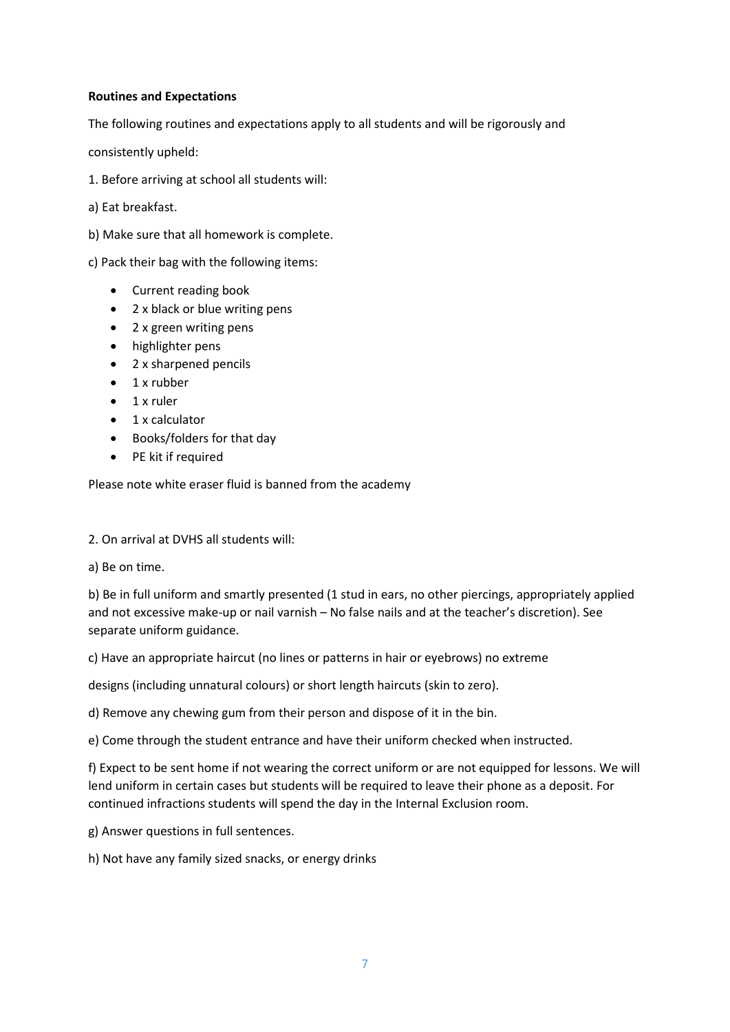**Routines and Expectations**

The following routines and expectations apply to all students and will be rigorously and consistently upheld:

1. Before arriving at school all students will:

a) Eat breakfast.

b) Make sure that all homework is complete.

c) Pack their bag with the following items:

- Current reading book
- 2 x black or blue writing pens
- 2 x green writing pens
- highlighter pens
- 2 x sharpened pencils
- 1 x rubber
- 1 x ruler
- 1 x calculator
- Books/folders for that day
- PE kit if required

Please note white eraser fluid is banned from the academy

2. On arrival at DVHS all students will:

a) Be on time.

b) Be in full uniform and smartly presented (1 stud in ears, no other piercings, appropriately applied and not excessive make-up or nail varnish – No false nails and at the teacher's discretion). See separate uniform guidance.

c) Have an appropriate haircut (no lines or patterns in hair or eyebrows) no extreme designs (including unnatural colours) or short length haircuts (skin to zero).

d) Remove any chewing gum from their person and dispose of it in the bin.

e) Come through the student entrance and have their uniform checked when instructed.

f) Expect to be sent home if not wearing the correct uniform or are not equipped for lessons. We will lend uniform in certain cases but students will be required to leave their phone as a deposit. For continued infractions students will spend the day in the Internal Exclusion room.

g) Answer questions in full sentences.

h) Not have any family sized snacks, or energy drinks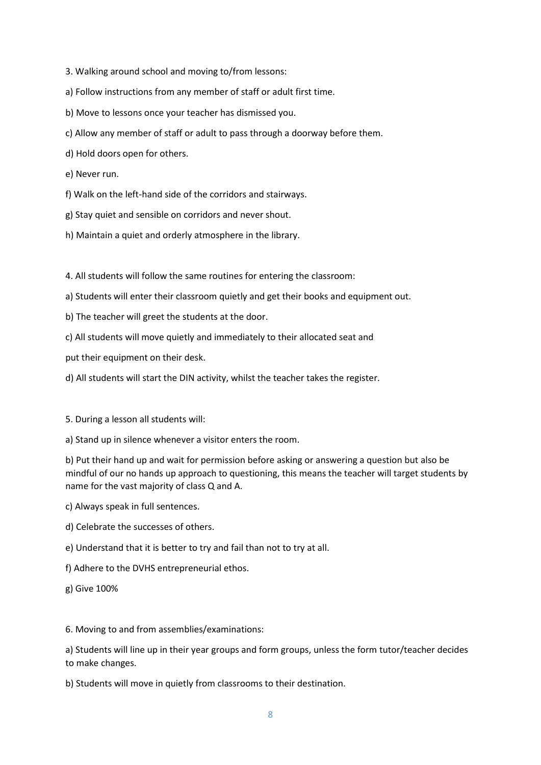3. Walking around school and moving to/from lessons:

a) Follow instructions from any member of staff or adult first time.

b) Move to lessons once your teacher has dismissed you.

c) Allow any member of staff or adult to pass through a doorway before them.

d) Hold doors open for others.

e) Never run.

f) Walk on the left-hand side of the corridors and stairways.

g) Stay quiet and sensible on corridors and never shout.

h) Maintain a quiet and orderly atmosphere in the library.

4. All students will follow the same routines for entering the classroom:

a) Students will enter their classroom quietly and get their books and equipment out.

b) The teacher will greet the students at the door.

c) All students will move quietly and immediately to their allocated seat and

put their equipment on their desk.

d) All students will start the DIN activity, whilst the teacher takes the register.

5. During a lesson all students will:

a) Stand up in silence whenever a visitor enters the room.

b) Put their hand up and wait for permission before asking or answering a question but also be mindful of our no hands up approach to questioning, this means the teacher will target students by name for the vast majority of class Q and A.

c) Always speak in full sentences.

d) Celebrate the successes of others.

e) Understand that it is better to try and fail than not to try at all.

f) Adhere to the DVHS entrepreneurial ethos.

g) Give 100%

6. Moving to and from assemblies/examinations:

a) Students will line up in their year groups and form groups, unless the form tutor/teacher decides to make changes.

b) Students will move in quietly from classrooms to their destination.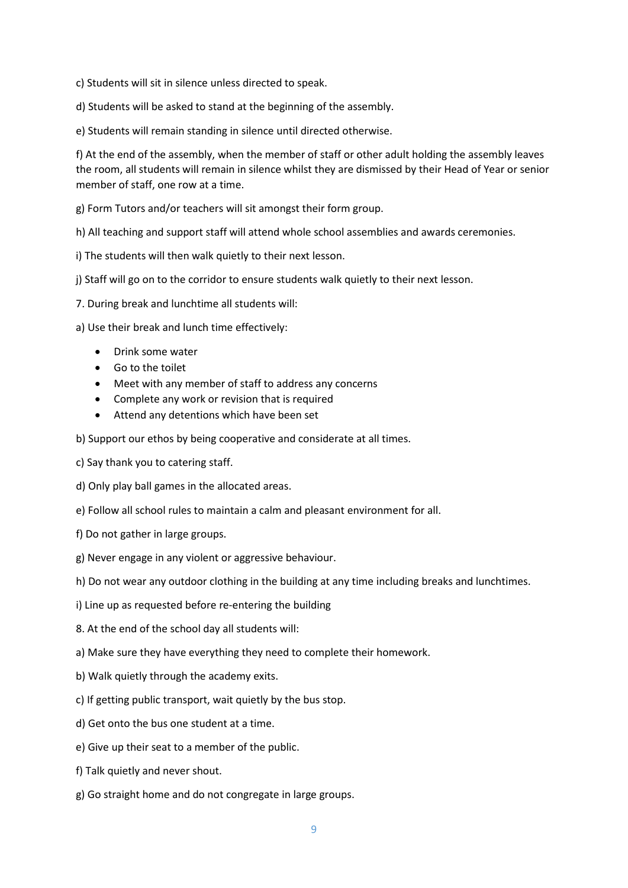c) Students will sit in silence unless directed to speak.

d) Students will be asked to stand at the beginning of the assembly.

e) Students will remain standing in silence until directed otherwise.

f) At the end of the assembly, when the member of staff or other adult holding the assembly leaves the room, all students will remain in silence whilst they are dismissed by their Head of Year or senior member of staff, one row at a time.

g) Form Tutors and/or teachers will sit amongst their form group.

h) All teaching and support staff will attend whole school assemblies and awards ceremonies.

i) The students will then walk quietly to their next lesson.

j) Staff will go on to the corridor to ensure students walk quietly to their next lesson.

7. During break and lunchtime all students will:

a) Use their break and lunch time effectively:

- Drink some water
- Go to the toilet
- Meet with any member of staff to address any concerns
- Complete any work or revision that is required
- Attend any detentions which have been set

b) Support our ethos by being cooperative and considerate at all times.

c) Say thank you to catering staff.

d) Only play ball games in the allocated areas.

e) Follow all school rules to maintain a calm and pleasant environment for all.

f) Do not gather in large groups.

g) Never engage in any violent or aggressive behaviour.

h) Do not wear any outdoor clothing in the building at any time including breaks and lunchtimes.

i) Line up as requested before re-entering the building

8. At the end of the school day all students will:

a) Make sure they have everything they need to complete their homework.

b) Walk quietly through the academy exits.

c) If getting public transport, wait quietly by the bus stop.

d) Get onto the bus one student at a time.

e) Give up their seat to a member of the public.

f) Talk quietly and never shout.

g) Go straight home and do not congregate in large groups.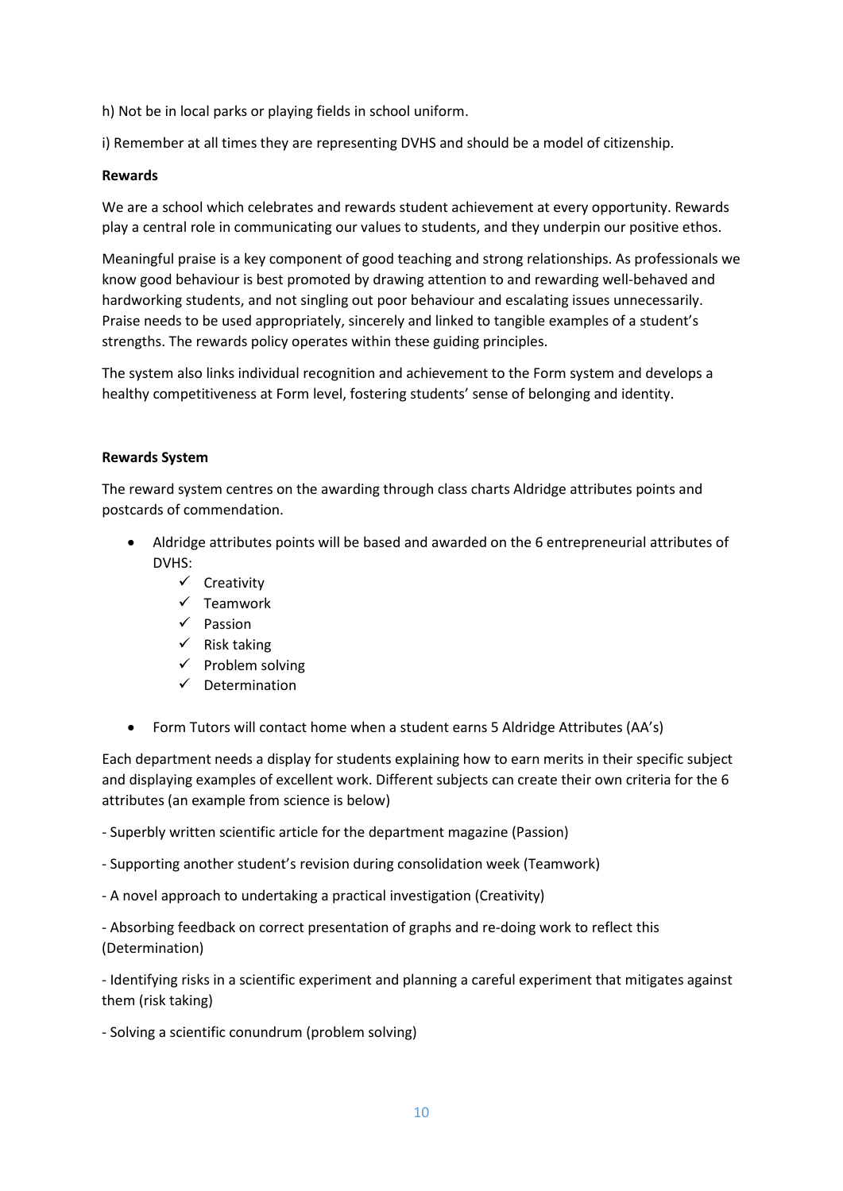h) Not be in local parks or playing fields in school uniform.

i) Remember at all times they are representing DVHS and should be a model of citizenship.

**Rewards**

We are a school which celebrates and rewards student achievement at every opportunity. Rewards play a central role in communicating our values to students, and they underpin our positive ethos.

Meaningful praise is a key component of good teaching and strong relationships. As professionals we know good behaviour is best promoted by drawing attention to and rewarding well-behaved and hardworking students, and not singling out poor behaviour and escalating issues unnecessarily. Praise needs to be used appropriately, sincerely and linked to tangible examples of a student's strengths. The rewards policy operates within these guiding principles.

The system also links individual recognition and achievement to the Form system and develops a healthy competitiveness at Form level, fostering students' sense of belonging and identity.

**Rewards System**

The reward system centres on the awarding through class charts Aldridge attributes points and postcards of commendation.

- Aldridge attributes points will be based and awarded on the 6 entrepreneurial attributes of DVHS:
  - ✓ Creativity
  - ✓ Teamwork
  - ✓ Passion
  - ✓ Risk taking
  - ✓ Problem solving
  - ✓ Determination

- Form Tutors will contact home when a student earns 5 Aldridge Attributes (AA's)

Each department needs a display for students explaining how to earn merits in their specific subject and displaying examples of excellent work. Different subjects can create their own criteria for the 6 attributes (an example from science is below)

- Superbly written scientific article for the department magazine (Passion)

- Supporting another student's revision during consolidation week (Teamwork)

- A novel approach to undertaking a practical investigation (Creativity)

- Absorbing feedback on correct presentation of graphs and re-doing work to reflect this (Determination)

- Identifying risks in a scientific experiment and planning a careful experiment that mitigates against them (risk taking)

- Solving a scientific conundrum (problem solving)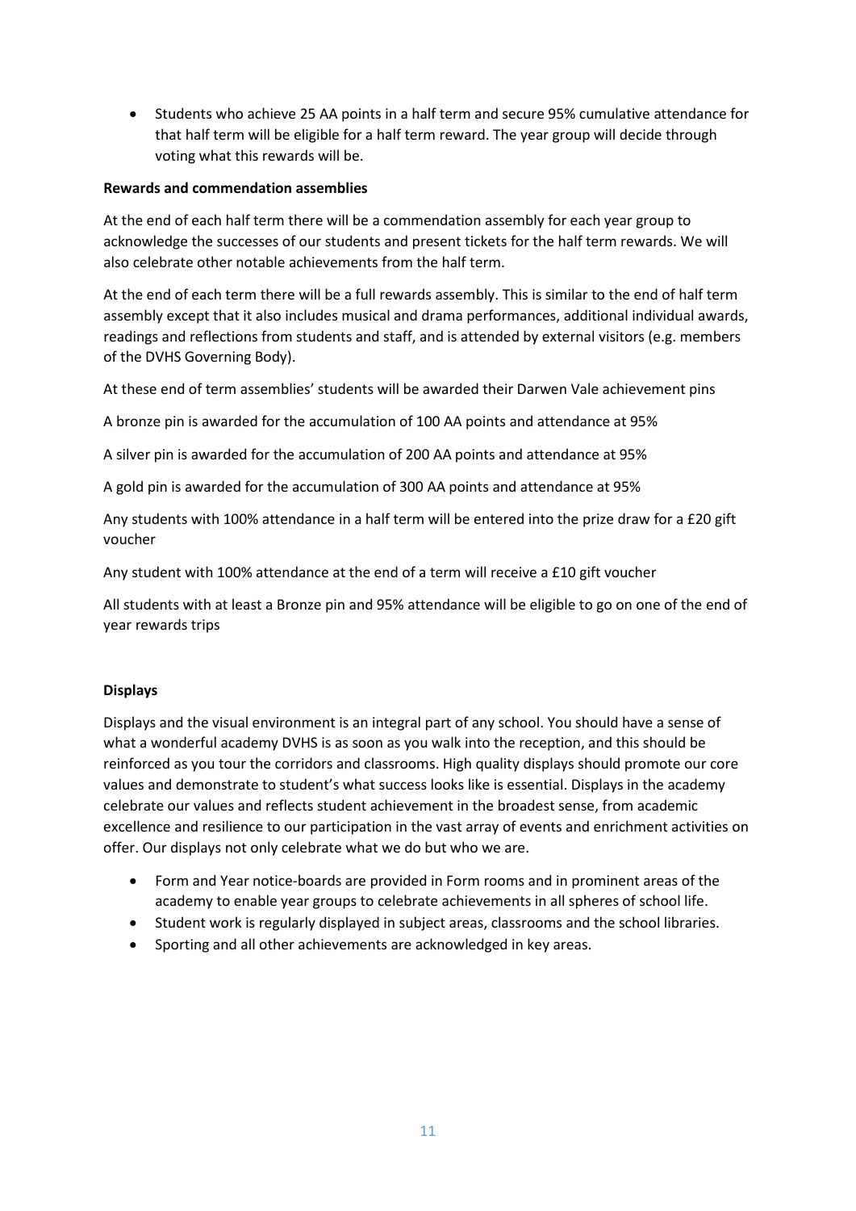- Students who achieve 25 AA points in a half term and secure 95% cumulative attendance for that half term will be eligible for a half term reward. The year group will decide through voting what this rewards will be.

**Rewards and commendation assemblies**

At the end of each half term there will be a commendation assembly for each year group to acknowledge the successes of our students and present tickets for the half term rewards. We will also celebrate other notable achievements from the half term.

At the end of each term there will be a full rewards assembly. This is similar to the end of half term assembly except that it also includes musical and drama performances, additional individual awards, readings and reflections from students and staff, and is attended by external visitors (e.g. members of the DVHS Governing Body).

At these end of term assemblies' students will be awarded their Darwen Vale achievement pins

A bronze pin is awarded for the accumulation of 100 AA points and attendance at 95%

A silver pin is awarded for the accumulation of 200 AA points and attendance at 95%

A gold pin is awarded for the accumulation of 300 AA points and attendance at 95%

Any students with 100% attendance in a half term will be entered into the prize draw for a £20 gift voucher

Any student with 100% attendance at the end of a term will receive a £10 gift voucher

All students with at least a Bronze pin and 95% attendance will be eligible to go on one of the end of year rewards trips

**Displays**

Displays and the visual environment is an integral part of any school. You should have a sense of what a wonderful academy DVHS is as soon as you walk into the reception, and this should be reinforced as you tour the corridors and classrooms. High quality displays should promote our core values and demonstrate to student's what success looks like is essential. Displays in the academy celebrate our values and reflects student achievement in the broadest sense, from academic excellence and resilience to our participation in the vast array of events and enrichment activities on offer. Our displays not only celebrate what we do but who we are.

- Form and Year notice-boards are provided in Form rooms and in prominent areas of the academy to enable year groups to celebrate achievements in all spheres of school life.
- Student work is regularly displayed in subject areas, classrooms and the school libraries.
- Sporting and all other achievements are acknowledged in key areas.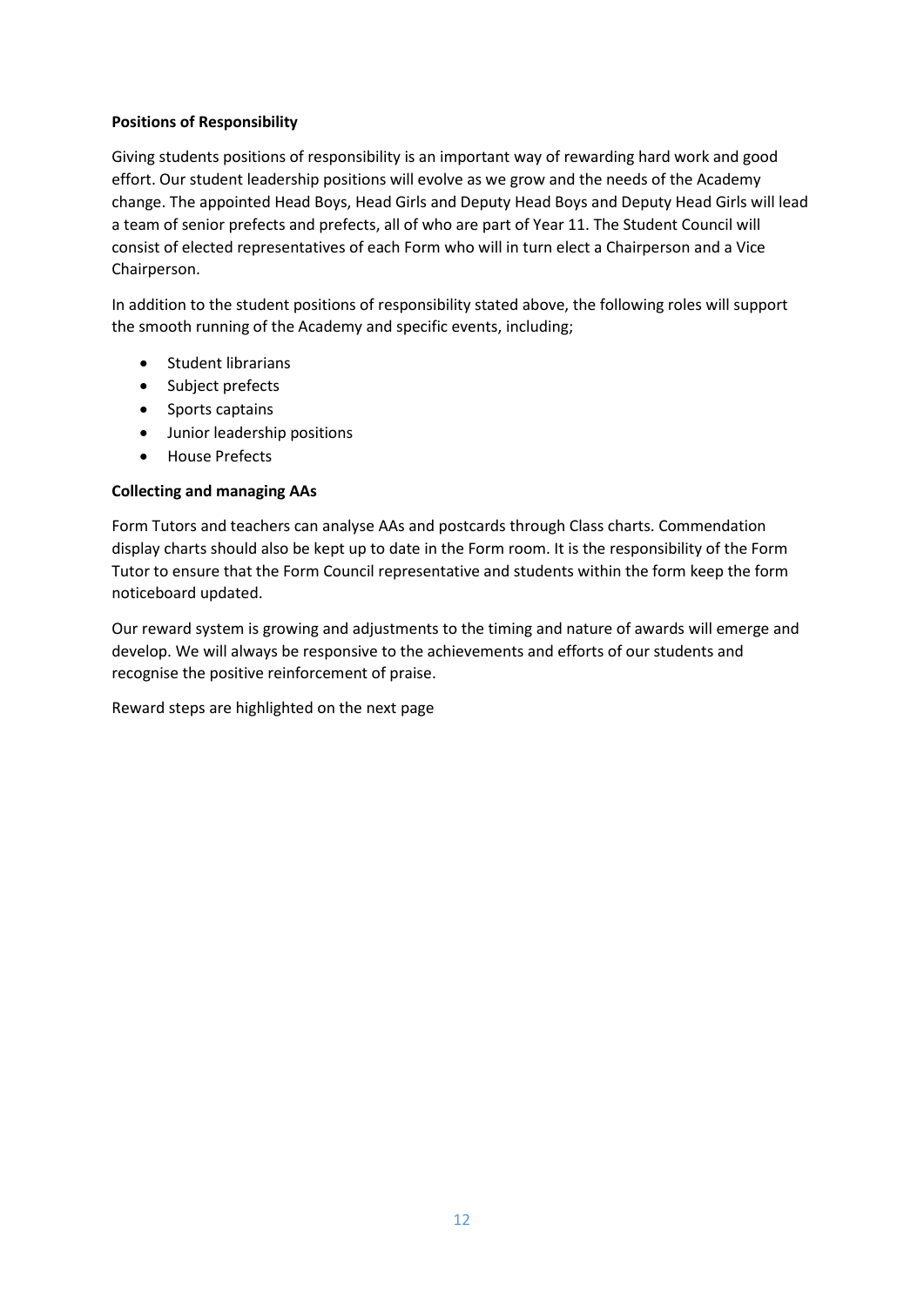**Positions of Responsibility**

Giving students positions of responsibility is an important way of rewarding hard work and good effort. Our student leadership positions will evolve as we grow and the needs of the Academy change. The appointed Head Boys, Head Girls and Deputy Head Boys and Deputy Head Girls will lead a team of senior prefects and prefects, all of who are part of Year 11. The Student Council will consist of elected representatives of each Form who will in turn elect a Chairperson and a Vice Chairperson.

In addition to the student positions of responsibility stated above, the following roles will support the smooth running of the Academy and specific events, including;

- Student librarians
- Subject prefects
- Sports captains
- Junior leadership positions
- House Prefects

**Collecting and managing AAs**

Form Tutors and teachers can analyse AAs and postcards through Class charts. Commendation display charts should also be kept up to date in the Form room. It is the responsibility of the Form Tutor to ensure that the Form Council representative and students within the form keep the form noticeboard updated.

Our reward system is growing and adjustments to the timing and nature of awards will emerge and develop. We will always be responsive to the achievements and efforts of our students and recognise the positive reinforcement of praise.

Reward steps are highlighted on the next page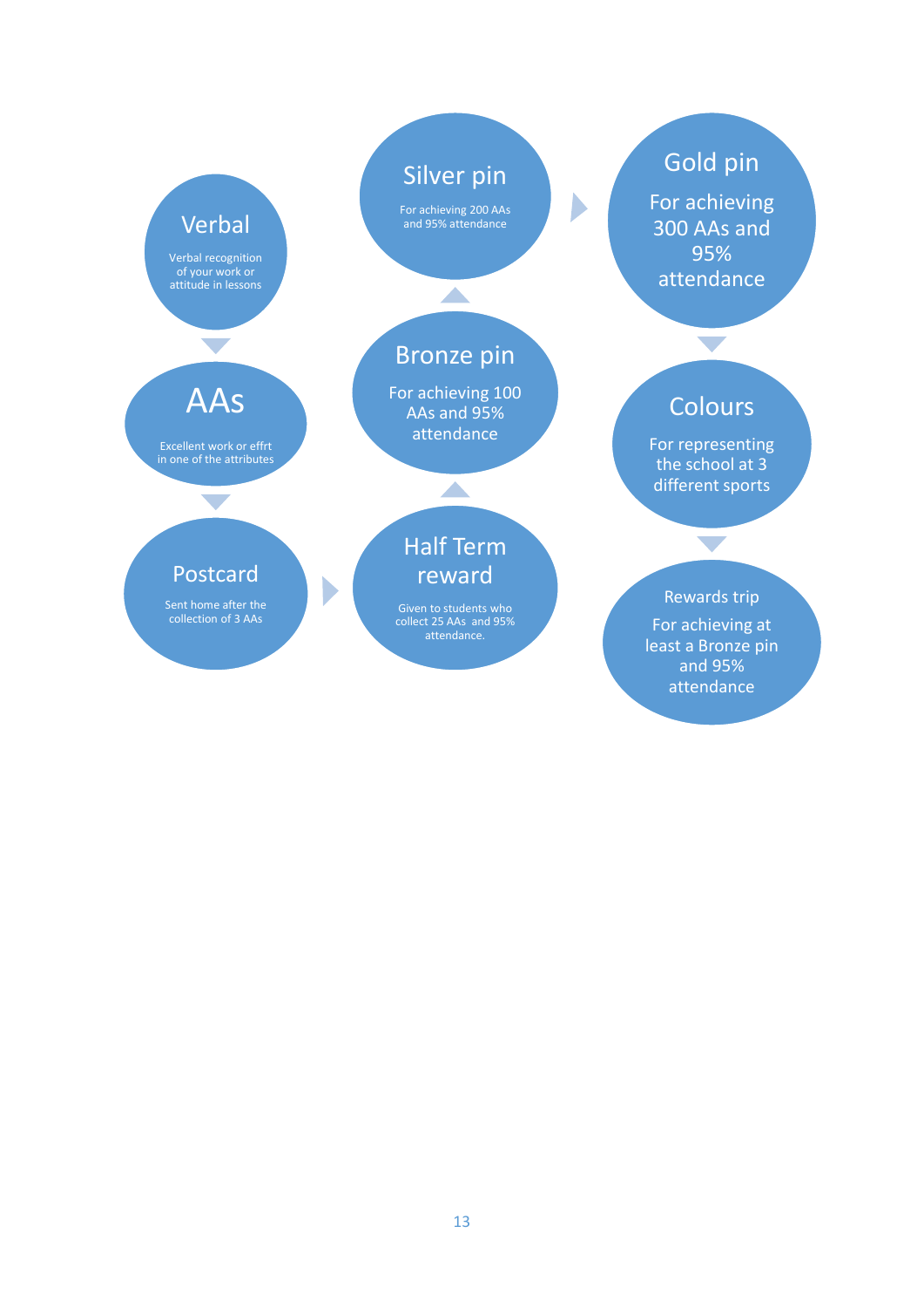**Verbal**

Verbal recognition of your work or attitude in lessons

**AAs**

Excellent work or effrt in one of the attributes

**Postcard**

Sent home after the collection of 3 AAs

**Half Term reward**

Given to students who collect 25 AAs and 95% attendance.

**Bronze pin**

For achieving 100 AAs and 95% attendance

**Silver pin**

For achieving 200 AAs and 95% attendance

**Gold pin**

For achieving 300 AAs and 95% attendance

**Colours**

For representing the school at 3 different sports

**Rewards trip**

For achieving at least a Bronze pin and 95% attendance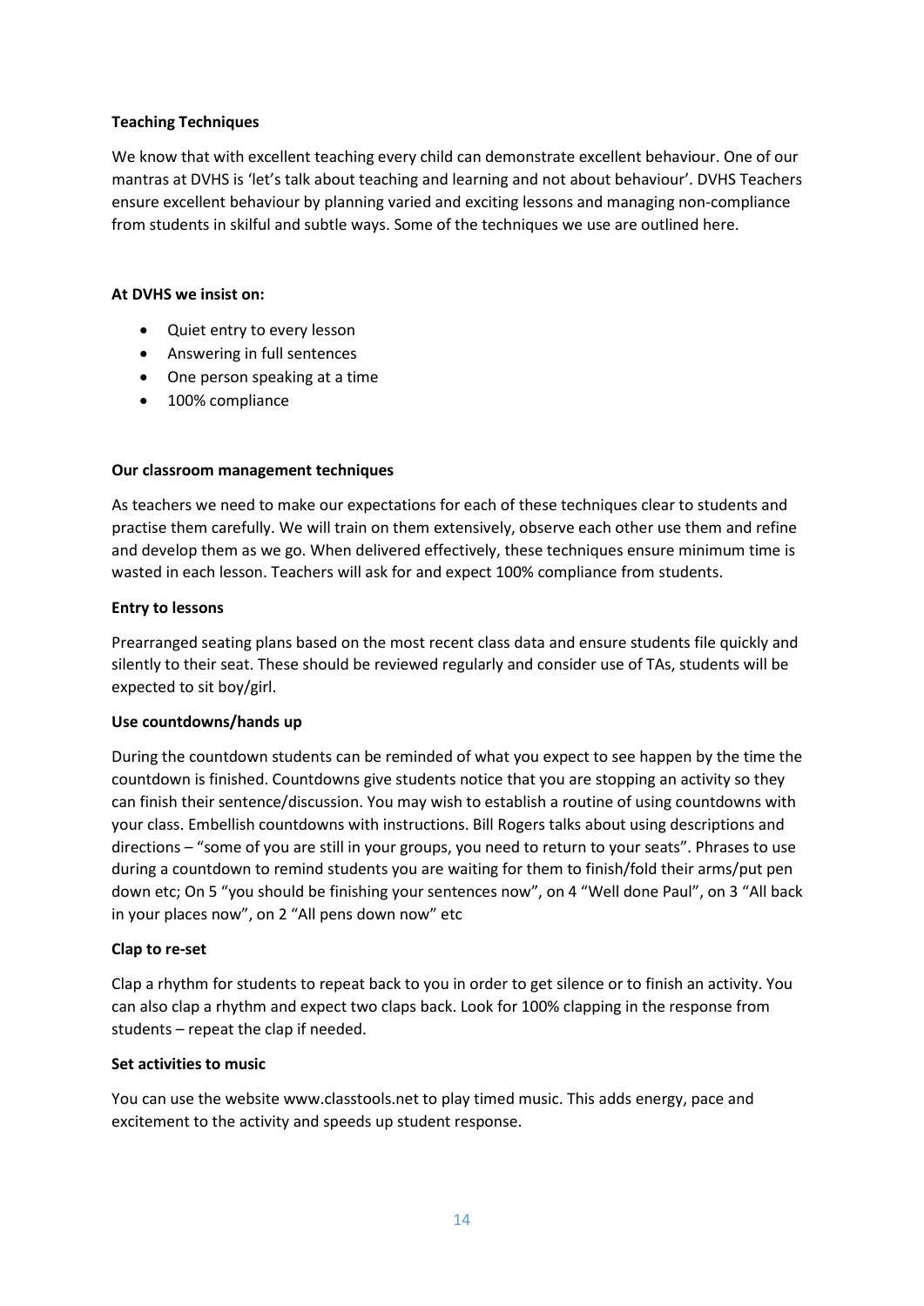## Teaching Techniques

We know that with excellent teaching every child can demonstrate excellent behaviour. One of our mantras at DVHS is 'let's talk about teaching and learning and not about behaviour'. DVHS Teachers ensure excellent behaviour by planning varied and exciting lessons and managing non-compliance from students in skilful and subtle ways. Some of the techniques we use are outlined here.

### At DVHS we insist on:

- Quiet entry to every lesson
- Answering in full sentences
- One person speaking at a time
- 100% compliance

### Our classroom management techniques

As teachers we need to make our expectations for each of these techniques clear to students and practise them carefully. We will train on them extensively, observe each other use them and refine and develop them as we go. When delivered effectively, these techniques ensure minimum time is wasted in each lesson. Teachers will ask for and expect 100% compliance from students.

### Entry to lessons

Prearranged seating plans based on the most recent class data and ensure students file quickly and silently to their seat. These should be reviewed regularly and consider use of TAs, students will be expected to sit boy/girl.

### Use countdowns/hands up

During the countdown students can be reminded of what you expect to see happen by the time the countdown is finished. Countdowns give students notice that you are stopping an activity so they can finish their sentence/discussion. You may wish to establish a routine of using countdowns with your class. Embellish countdowns with instructions. Bill Rogers talks about using descriptions and directions – "some of you are still in your groups, you need to return to your seats". Phrases to use during a countdown to remind students you are waiting for them to finish/fold their arms/put pen down etc; On 5 "you should be finishing your sentences now", on 4 "Well done Paul", on 3 "All back in your places now", on 2 "All pens down now" etc

### Clap to re-set

Clap a rhythm for students to repeat back to you in order to get silence or to finish an activity. You can also clap a rhythm and expect two claps back. Look for 100% clapping in the response from students – repeat the clap if needed.

### Set activities to music

You can use the website www.classtools.net to play timed music. This adds energy, pace and excitement to the activity and speeds up student response.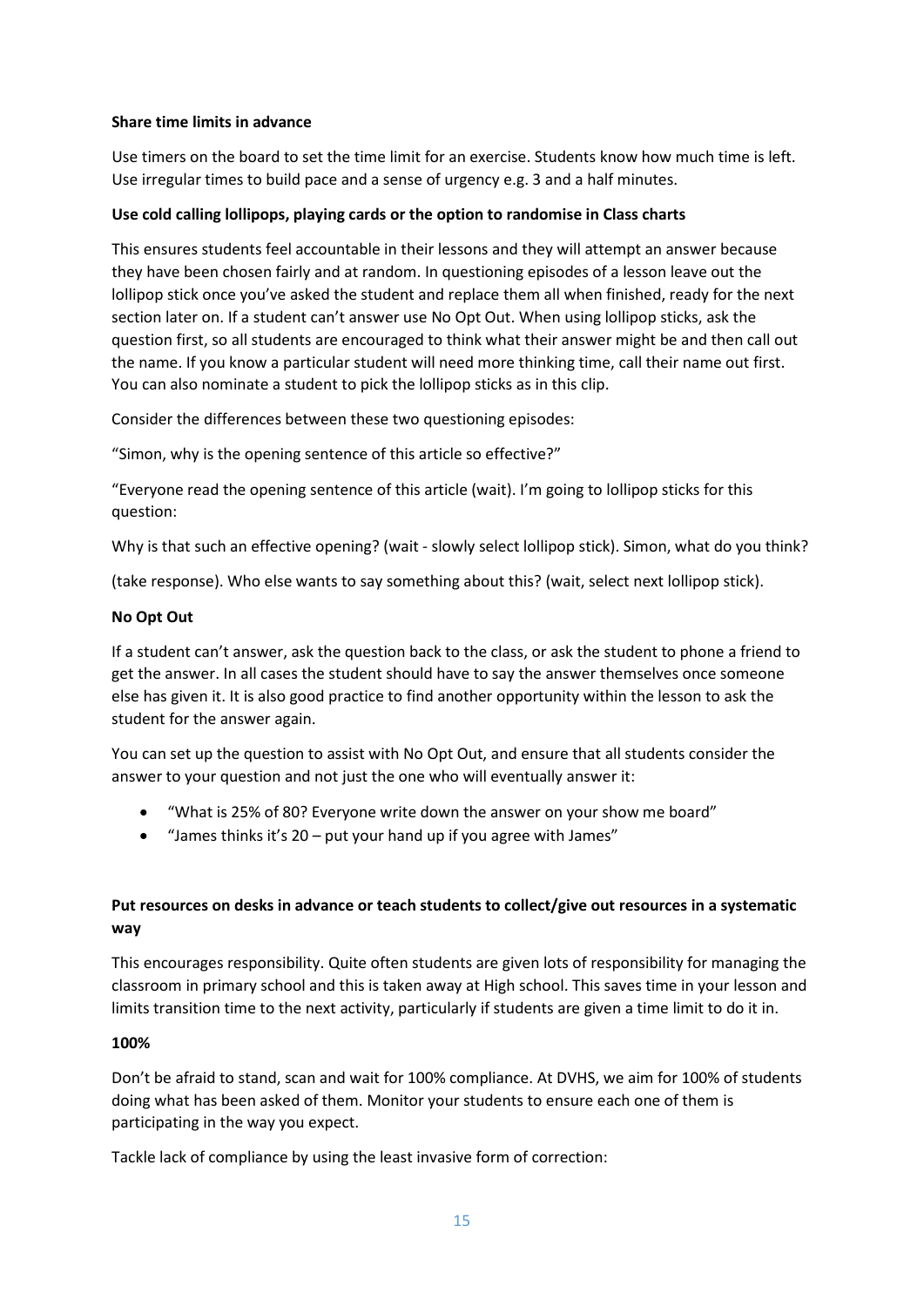**Share time limits in advance**

Use timers on the board to set the time limit for an exercise. Students know how much time is left. Use irregular times to build pace and a sense of urgency e.g. 3 and a half minutes.

**Use cold calling lollipops, playing cards or the option to randomise in Class charts**

This ensures students feel accountable in their lessons and they will attempt an answer because they have been chosen fairly and at random. In questioning episodes of a lesson leave out the lollipop stick once you've asked the student and replace them all when finished, ready for the next section later on. If a student can't answer use No Opt Out. When using lollipop sticks, ask the question first, so all students are encouraged to think what their answer might be and then call out the name. If you know a particular student will need more thinking time, call their name out first. You can also nominate a student to pick the lollipop sticks as in this clip.

Consider the differences between these two questioning episodes:

"Simon, why is the opening sentence of this article so effective?"

"Everyone read the opening sentence of this article (wait). I'm going to lollipop sticks for this question:

Why is that such an effective opening? (wait - slowly select lollipop stick). Simon, what do you think?

(take response). Who else wants to say something about this? (wait, select next lollipop stick).

**No Opt Out**

If a student can't answer, ask the question back to the class, or ask the student to phone a friend to get the answer. In all cases the student should have to say the answer themselves once someone else has given it. It is also good practice to find another opportunity within the lesson to ask the student for the answer again.

You can set up the question to assist with No Opt Out, and ensure that all students consider the answer to your question and not just the one who will eventually answer it:

- "What is 25% of 80? Everyone write down the answer on your show me board"
- "James thinks it's 20 – put your hand up if you agree with James"

**Put resources on desks in advance or teach students to collect/give out resources in a systematic way**

This encourages responsibility. Quite often students are given lots of responsibility for managing the classroom in primary school and this is taken away at High school. This saves time in your lesson and limits transition time to the next activity, particularly if students are given a time limit to do it in.

**100%**

Don't be afraid to stand, scan and wait for 100% compliance. At DVHS, we aim for 100% of students doing what has been asked of them. Monitor your students to ensure each one of them is participating in the way you expect.

Tackle lack of compliance by using the least invasive form of correction: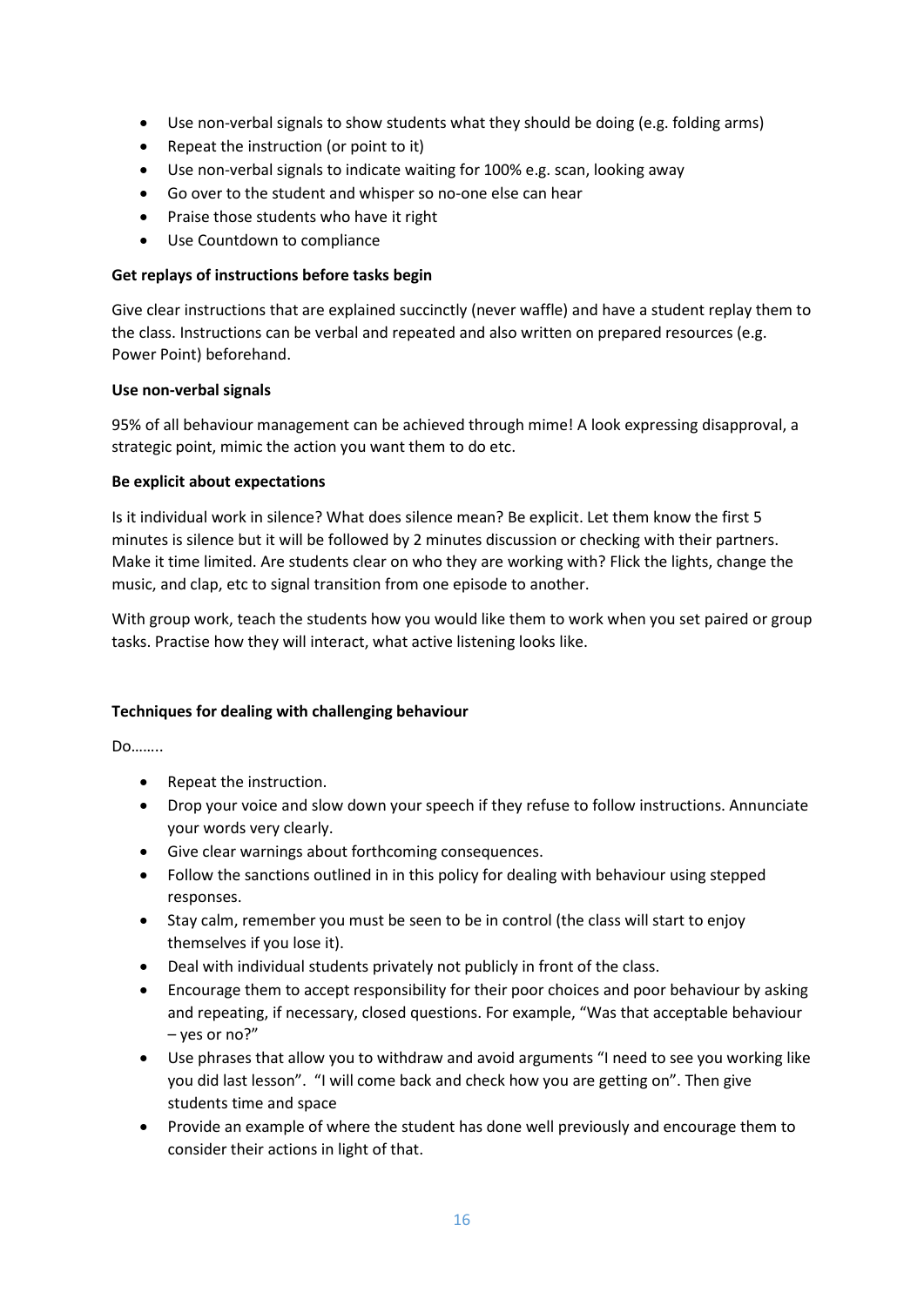- Use non-verbal signals to show students what they should be doing (e.g. folding arms)
- Repeat the instruction (or point to it)
- Use non-verbal signals to indicate waiting for 100% e.g. scan, looking away
- Go over to the student and whisper so no-one else can hear
- Praise those students who have it right
- Use Countdown to compliance

**Get replays of instructions before tasks begin**

Give clear instructions that are explained succinctly (never waffle) and have a student replay them to the class. Instructions can be verbal and repeated and also written on prepared resources (e.g. Power Point) beforehand.

**Use non-verbal signals**

95% of all behaviour management can be achieved through mime! A look expressing disapproval, a strategic point, mimic the action you want them to do etc.

**Be explicit about expectations**

Is it individual work in silence? What does silence mean? Be explicit. Let them know the first 5 minutes is silence but it will be followed by 2 minutes discussion or checking with their partners. Make it time limited. Are students clear on who they are working with? Flick the lights, change the music, and clap, etc to signal transition from one episode to another.

With group work, teach the students how you would like them to work when you set paired or group tasks. Practise how they will interact, what active listening looks like.

**Techniques for dealing with challenging behaviour**

Do……..

- Repeat the instruction.
- Drop your voice and slow down your speech if they refuse to follow instructions. Annunciate your words very clearly.
- Give clear warnings about forthcoming consequences.
- Follow the sanctions outlined in in this policy for dealing with behaviour using stepped responses.
- Stay calm, remember you must be seen to be in control (the class will start to enjoy themselves if you lose it).
- Deal with individual students privately not publicly in front of the class.
- Encourage them to accept responsibility for their poor choices and poor behaviour by asking and repeating, if necessary, closed questions. For example, "Was that acceptable behaviour – yes or no?"
- Use phrases that allow you to withdraw and avoid arguments "I need to see you working like you did last lesson". "I will come back and check how you are getting on". Then give students time and space
- Provide an example of where the student has done well previously and encourage them to consider their actions in light of that.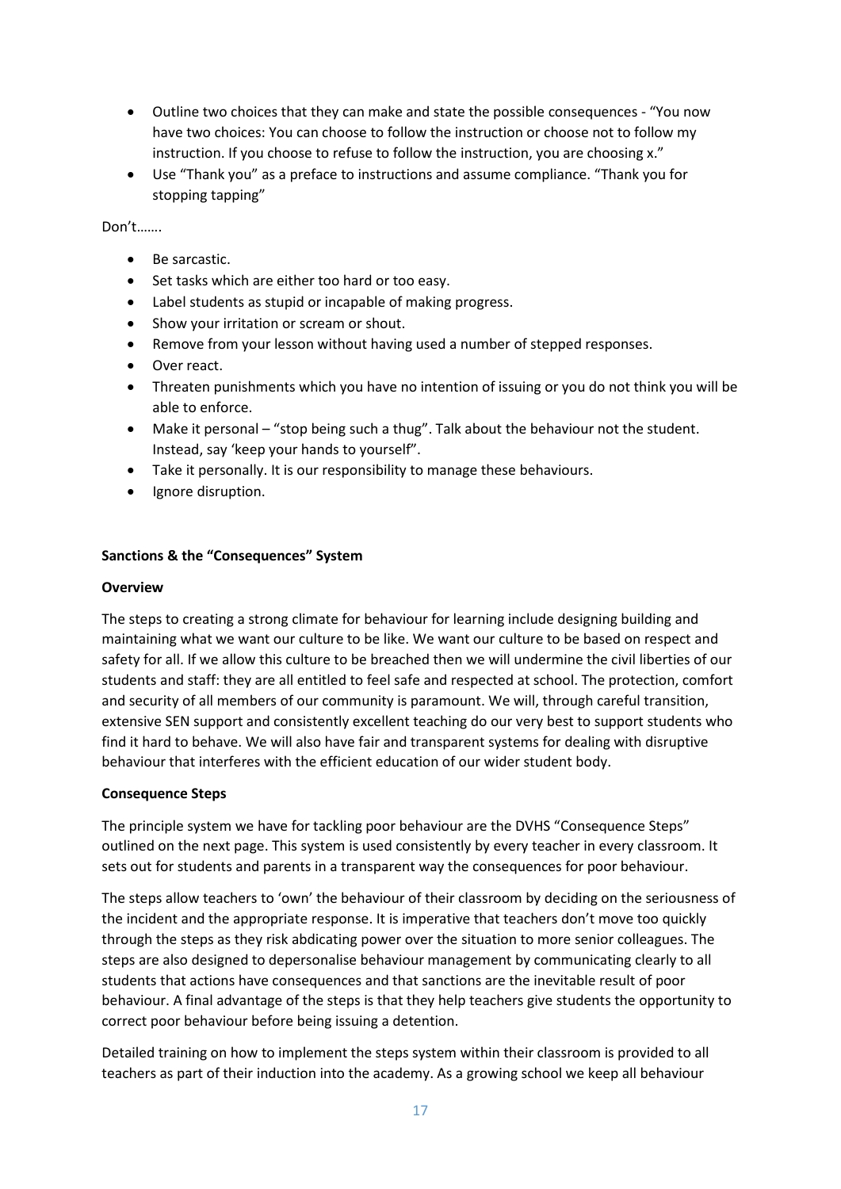- Outline two choices that they can make and state the possible consequences - "You now have two choices: You can choose to follow the instruction or choose not to follow my instruction. If you choose to refuse to follow the instruction, you are choosing x."
- Use "Thank you" as a preface to instructions and assume compliance. "Thank you for stopping tapping"

Don't…….

- Be sarcastic.
- Set tasks which are either too hard or too easy.
- Label students as stupid or incapable of making progress.
- Show your irritation or scream or shout.
- Remove from your lesson without having used a number of stepped responses.
- Over react.
- Threaten punishments which you have no intention of issuing or you do not think you will be able to enforce.
- Make it personal – "stop being such a thug". Talk about the behaviour not the student. Instead, say 'keep your hands to yourself".
- Take it personally. It is our responsibility to manage these behaviours.
- Ignore disruption.

**Sanctions & the "Consequences" System**

**Overview**

The steps to creating a strong climate for behaviour for learning include designing building and maintaining what we want our culture to be like. We want our culture to be based on respect and safety for all. If we allow this culture to be breached then we will undermine the civil liberties of our students and staff: they are all entitled to feel safe and respected at school. The protection, comfort and security of all members of our community is paramount. We will, through careful transition, extensive SEN support and consistently excellent teaching do our very best to support students who find it hard to behave. We will also have fair and transparent systems for dealing with disruptive behaviour that interferes with the efficient education of our wider student body.

**Consequence Steps**

The principle system we have for tackling poor behaviour are the DVHS "Consequence Steps" outlined on the next page. This system is used consistently by every teacher in every classroom. It sets out for students and parents in a transparent way the consequences for poor behaviour.

The steps allow teachers to 'own' the behaviour of their classroom by deciding on the seriousness of the incident and the appropriate response. It is imperative that teachers don't move too quickly through the steps as they risk abdicating power over the situation to more senior colleagues. The steps are also designed to depersonalise behaviour management by communicating clearly to all students that actions have consequences and that sanctions are the inevitable result of poor behaviour. A final advantage of the steps is that they help teachers give students the opportunity to correct poor behaviour before being issuing a detention.

Detailed training on how to implement the steps system within their classroom is provided to all teachers as part of their induction into the academy. As a growing school we keep all behaviour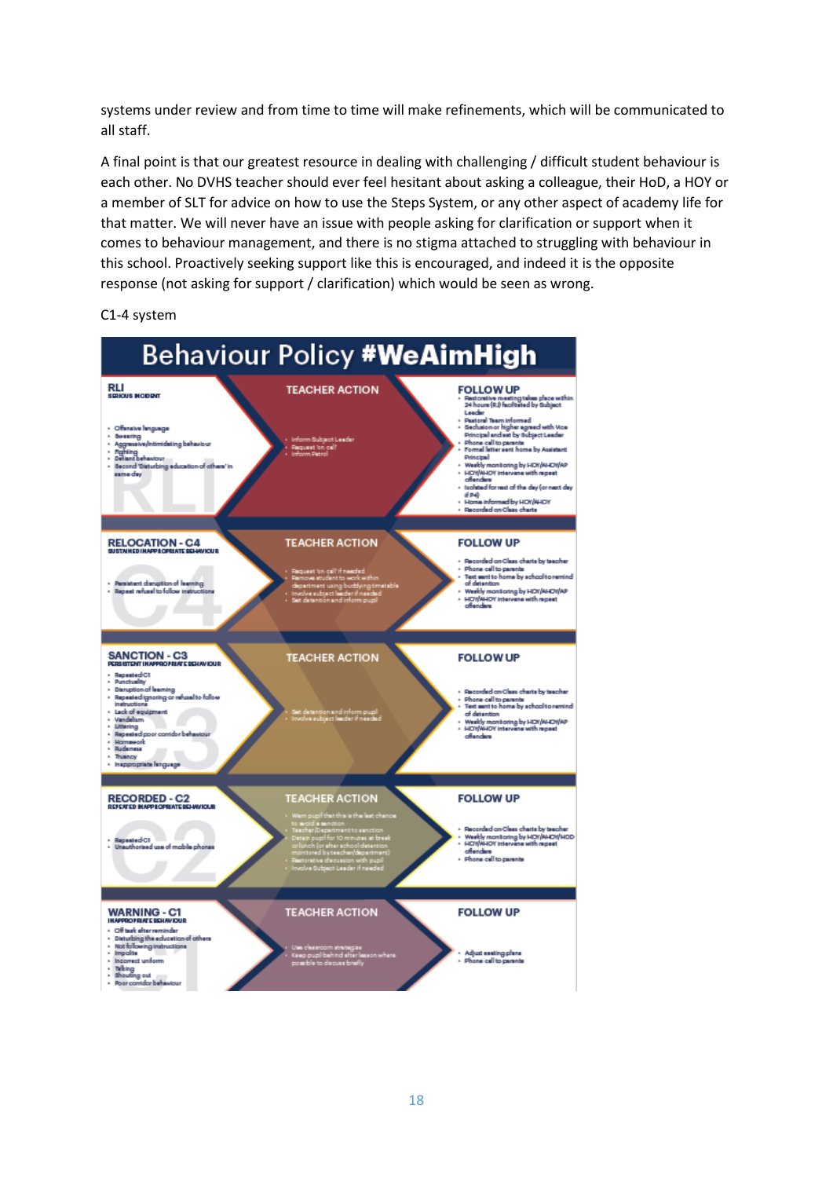systems under review and from time to time will make refinements, which will be communicated to all staff.

A final point is that our greatest resource in dealing with challenging / difficult student behaviour is each other. No DVHS teacher should ever feel hesitant about asking a colleague, their HoD, a HOY or a member of SLT for advice on how to use the Steps System, or any other aspect of academy life for that matter. We will never have an issue with people asking for clarification or support when it comes to behaviour management, and there is no stigma attached to struggling with behaviour in this school. Proactively seeking support like this is encouraged, and indeed it is the opposite response (not asking for support / clarification) which would be seen as wrong.

C1-4 system

# Behaviour Policy #WeAimHigh

| | TEACHER ACTION | FOLLOW UP |
|---|---|---|
| **RLI** SERIOUS INCIDENT<br>• Offensive language<br>• Swearing<br>• Aggressive/intimidating behaviour<br>• Fighting<br>• Defiant behaviour<br>• Second 'Disturbing education of others' in same day | • Inform Subject Leader<br>• Request 'on call'<br>• Inform Patrol | • Restorative meeting takes place within 24 hours (RJ) facilitated by Subject Leader<br>• Pastoral Team informed<br>• Seclusion or higher agreed with Vice Principal and set by Subject Leader<br>• Phone call to parents<br>• Formal letter sent home by Assistant Principal<br>• Weekly monitoring by HOY/AHOY/AP<br>• HOY/AHOY intervene with repeat offenders<br>• Isolated for rest of the day (or next day if P4)<br>• Home informed by HOY/AHOY<br>• Recorded on Class charts |
| **RELOCATION - C4** SUSTAINED INAPPROPRIATE BEHAVIOUR<br>• Persistent disruption of learning<br>• Repeat refusal to follow instructions | • Request 'on call' if needed<br>• Remove student to work within department using buddying timetable<br>• Involve subject leader if needed<br>• Set detention and inform pupil | • Recorded on Class charts by teacher<br>• Phone call to parents<br>• Text sent to home by school to remind of detention<br>• Weekly monitoring by HOY/AHOY/AP<br>• HOY/AHOY intervene with repeat offenders |
| **SANCTION - C3** PERSISTENT INAPPROPRIATE BEHAVIOUR<br>• Repeated C1<br>• Punctuality<br>• Disruption of learning<br>• Repeated ignoring or refusal to follow instructions<br>• Lack of equipment<br>• Vandalism<br>• Littering<br>• Repeated poor corridor behaviour<br>• Homework<br>• Rudeness<br>• Truancy<br>• Inappropriate language | • Set detention and inform pupil<br>• Involve subject leader if needed | • Recorded on Class charts by teacher<br>• Phone call to parents<br>• Text sent to home by school to remind of detention<br>• Weekly monitoring by HOY/AHOY/AP<br>• HOY/AHOY intervene with repeat offenders |
| **RECORDED - C2** REPEATED INAPPROPRIATE BEHAVIOUR<br>• Repeated C1<br>• Unauthorised use of mobile phones | • Warn pupil that this is the last chance to avoid a sanction<br>• Teacher/Department to sanction<br>• Detain pupil for 10 minutes at break or lunch (or after school detention monitored by teacher/department)<br>• Restorative discussion with pupil<br>• Involve Subject Leader if needed | • Recorded on Class charts by teacher<br>• Weekly monitoring by HOY/AHOY/HOD<br>• HOY/AHOY intervene with repeat offenders<br>• Phone call to parents |
| **WARNING - C1** INAPPROPRIATE BEHAVIOUR<br>• Off task after reminder<br>• Disturbing the education of others<br>• Not following instructions<br>• Impolite<br>• Incorrect uniform<br>• Talking<br>• Shouting out<br>• Poor corridor behaviour | • Use classroom strategies<br>• Keep pupil behind after lesson where possible to discuss briefly | • Adjust seating plans<br>• Phone call to parents |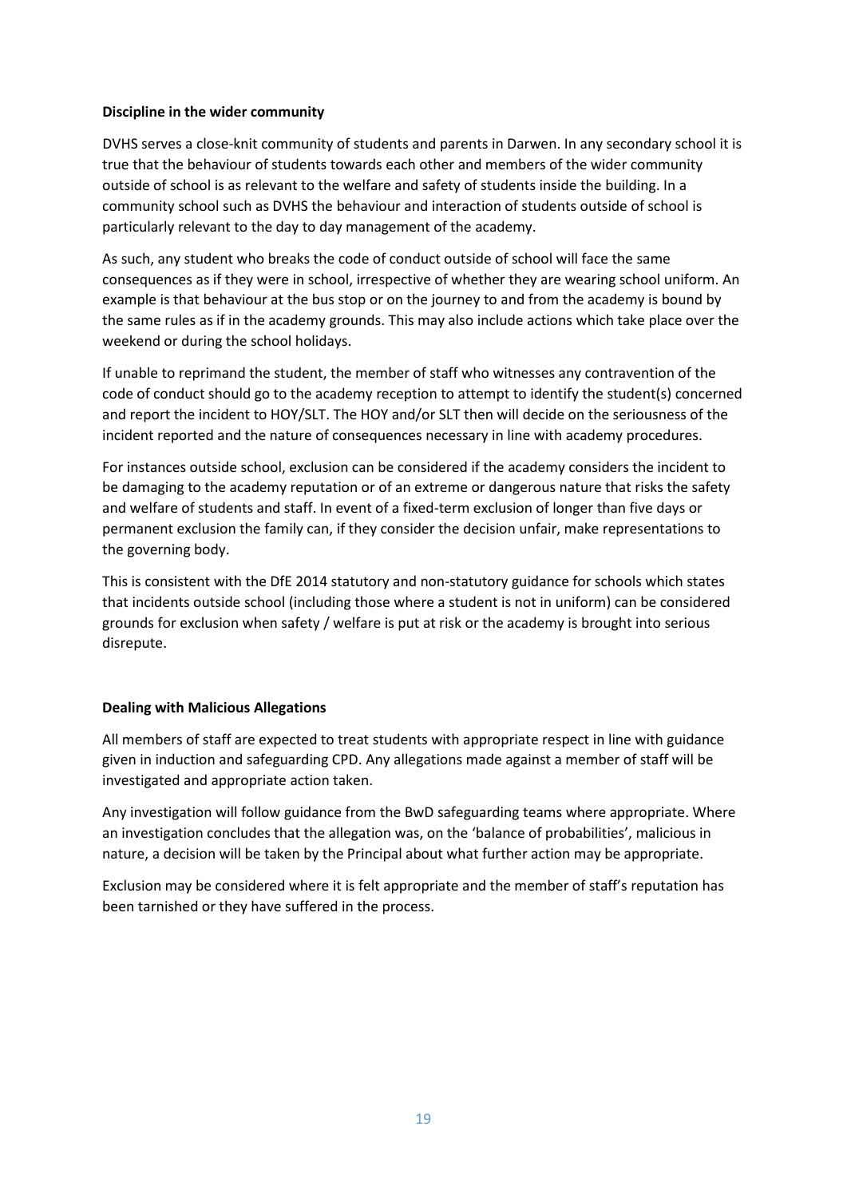**Discipline in the wider community**

DVHS serves a close-knit community of students and parents in Darwen. In any secondary school it is true that the behaviour of students towards each other and members of the wider community outside of school is as relevant to the welfare and safety of students inside the building. In a community school such as DVHS the behaviour and interaction of students outside of school is particularly relevant to the day to day management of the academy.

As such, any student who breaks the code of conduct outside of school will face the same consequences as if they were in school, irrespective of whether they are wearing school uniform. An example is that behaviour at the bus stop or on the journey to and from the academy is bound by the same rules as if in the academy grounds. This may also include actions which take place over the weekend or during the school holidays.

If unable to reprimand the student, the member of staff who witnesses any contravention of the code of conduct should go to the academy reception to attempt to identify the student(s) concerned and report the incident to HOY/SLT. The HOY and/or SLT then will decide on the seriousness of the incident reported and the nature of consequences necessary in line with academy procedures.

For instances outside school, exclusion can be considered if the academy considers the incident to be damaging to the academy reputation or of an extreme or dangerous nature that risks the safety and welfare of students and staff. In event of a fixed-term exclusion of longer than five days or permanent exclusion the family can, if they consider the decision unfair, make representations to the governing body.

This is consistent with the DfE 2014 statutory and non-statutory guidance for schools which states that incidents outside school (including those where a student is not in uniform) can be considered grounds for exclusion when safety / welfare is put at risk or the academy is brought into serious disrepute.

**Dealing with Malicious Allegations**

All members of staff are expected to treat students with appropriate respect in line with guidance given in induction and safeguarding CPD. Any allegations made against a member of staff will be investigated and appropriate action taken.

Any investigation will follow guidance from the BwD safeguarding teams where appropriate. Where an investigation concludes that the allegation was, on the 'balance of probabilities', malicious in nature, a decision will be taken by the Principal about what further action may be appropriate.

Exclusion may be considered where it is felt appropriate and the member of staff's reputation has been tarnished or they have suffered in the process.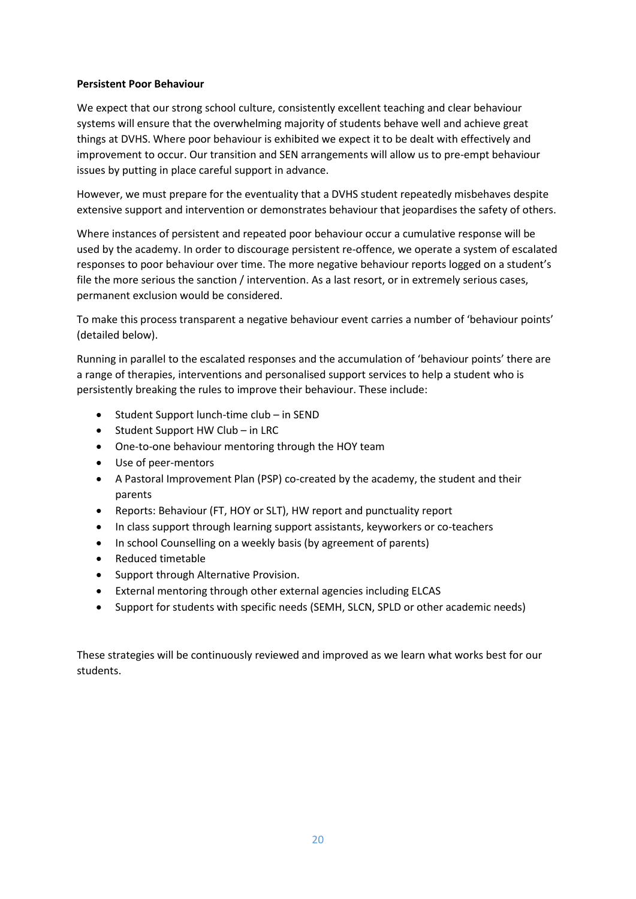**Persistent Poor Behaviour**

We expect that our strong school culture, consistently excellent teaching and clear behaviour systems will ensure that the overwhelming majority of students behave well and achieve great things at DVHS. Where poor behaviour is exhibited we expect it to be dealt with effectively and improvement to occur. Our transition and SEN arrangements will allow us to pre-empt behaviour issues by putting in place careful support in advance.

However, we must prepare for the eventuality that a DVHS student repeatedly misbehaves despite extensive support and intervention or demonstrates behaviour that jeopardises the safety of others.

Where instances of persistent and repeated poor behaviour occur a cumulative response will be used by the academy. In order to discourage persistent re-offence, we operate a system of escalated responses to poor behaviour over time. The more negative behaviour reports logged on a student's file the more serious the sanction / intervention. As a last resort, or in extremely serious cases, permanent exclusion would be considered.

To make this process transparent a negative behaviour event carries a number of 'behaviour points' (detailed below).

Running in parallel to the escalated responses and the accumulation of 'behaviour points' there are a range of therapies, interventions and personalised support services to help a student who is persistently breaking the rules to improve their behaviour. These include:

- Student Support lunch-time club – in SEND
- Student Support HW Club – in LRC
- One-to-one behaviour mentoring through the HOY team
- Use of peer-mentors
- A Pastoral Improvement Plan (PSP) co-created by the academy, the student and their parents
- Reports: Behaviour (FT, HOY or SLT), HW report and punctuality report
- In class support through learning support assistants, keyworkers or co-teachers
- In school Counselling on a weekly basis (by agreement of parents)
- Reduced timetable
- Support through Alternative Provision.
- External mentoring through other external agencies including ELCAS
- Support for students with specific needs (SEMH, SLCN, SPLD or other academic needs)

These strategies will be continuously reviewed and improved as we learn what works best for our students.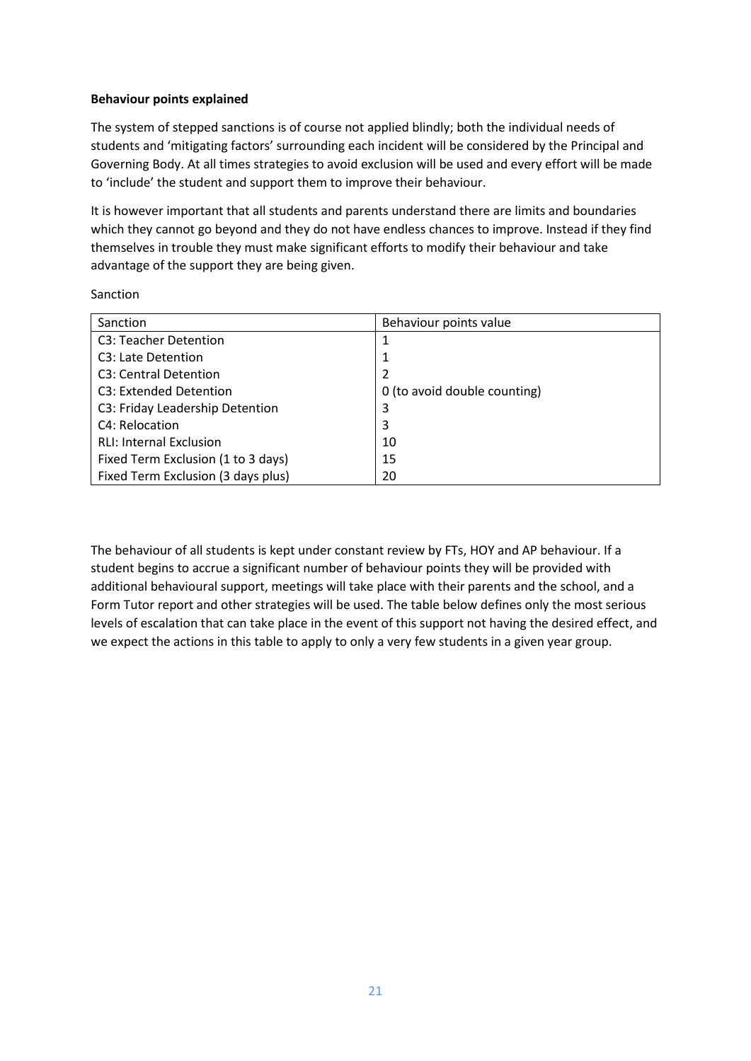**Behaviour points explained**

The system of stepped sanctions is of course not applied blindly; both the individual needs of students and 'mitigating factors' surrounding each incident will be considered by the Principal and Governing Body. At all times strategies to avoid exclusion will be used and every effort will be made to 'include' the student and support them to improve their behaviour.

It is however important that all students and parents understand there are limits and boundaries which they cannot go beyond and they do not have endless chances to improve. Instead if they find themselves in trouble they must make significant efforts to modify their behaviour and take advantage of the support they are being given.

Sanction

| Sanction | Behaviour points value |
|---|---|
| C3: Teacher Detention | 1 |
| C3: Late Detention | 1 |
| C3: Central Detention | 2 |
| C3: Extended Detention | 0 (to avoid double counting) |
| C3: Friday Leadership Detention | 3 |
| C4: Relocation | 3 |
| RLI: Internal Exclusion | 10 |
| Fixed Term Exclusion (1 to 3 days) | 15 |
| Fixed Term Exclusion (3 days plus) | 20 |

The behaviour of all students is kept under constant review by FTs, HOY and AP behaviour. If a student begins to accrue a significant number of behaviour points they will be provided with additional behavioural support, meetings will take place with their parents and the school, and a Form Tutor report and other strategies will be used. The table below defines only the most serious levels of escalation that can take place in the event of this support not having the desired effect, and we expect the actions in this table to apply to only a very few students in a given year group.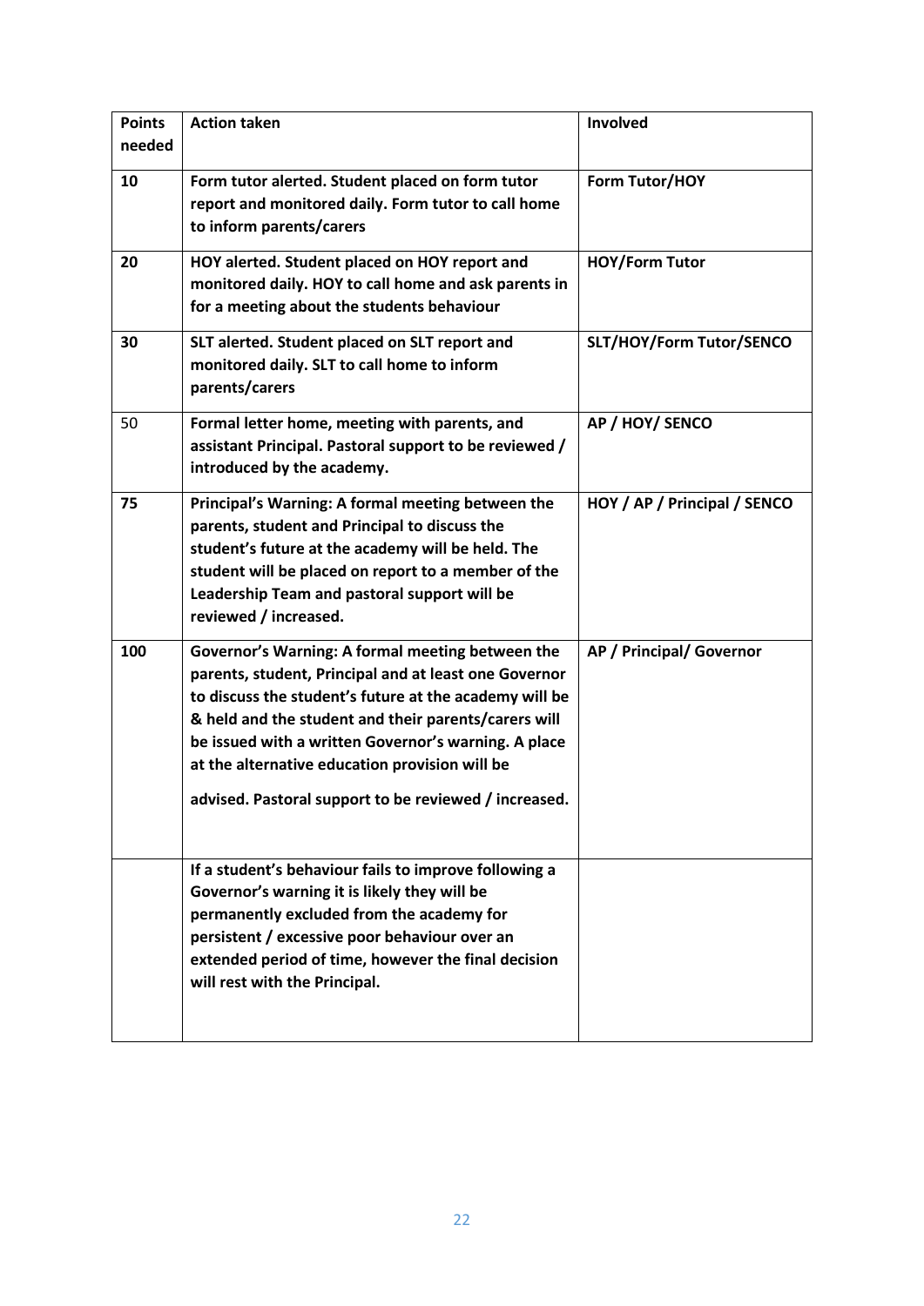| Points needed | Action taken | Involved |
|---|---|---|
| **10** | **Form tutor alerted. Student placed on form tutor report and monitored daily. Form tutor to call home to inform parents/carers** | **Form Tutor/HOY** |
| **20** | **HOY alerted. Student placed on HOY report and monitored daily. HOY to call home and ask parents in for a meeting about the students behaviour** | **HOY/Form Tutor** |
| **30** | **SLT alerted. Student placed on SLT report and monitored daily. SLT to call home to inform parents/carers** | **SLT/HOY/Form Tutor/SENCO** |
| 50 | **Formal letter home, meeting with parents, and assistant Principal. Pastoral support to be reviewed / introduced by the academy.** | **AP / HOY/ SENCO** |
| **75** | **Principal's Warning: A formal meeting between the parents, student and Principal to discuss the student's future at the academy will be held. The student will be placed on report to a member of the Leadership Team and pastoral support will be reviewed / increased.** | **HOY / AP / Principal / SENCO** |
| **100** | **Governor's Warning: A formal meeting between the parents, student, Principal and at least one Governor to discuss the student's future at the academy will be & held and the student and their parents/carers will be issued with a written Governor's warning. A place at the alternative education provision will be advised. Pastoral support to be reviewed / increased.** | **AP / Principal/ Governor** |
| | **If a student's behaviour fails to improve following a Governor's warning it is likely they will be permanently excluded from the academy for persistent / excessive poor behaviour over an extended period of time, however the final decision will rest with the Principal.** | |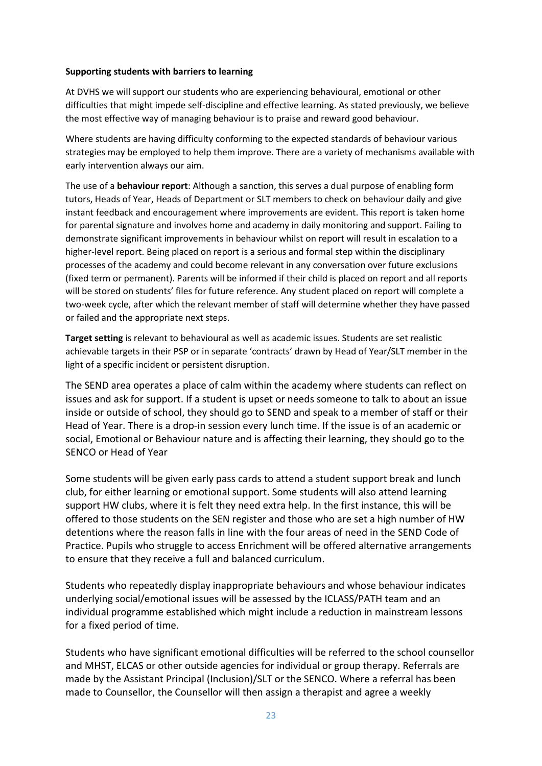**Supporting students with barriers to learning**

At DVHS we will support our students who are experiencing behavioural, emotional or other difficulties that might impede self-discipline and effective learning. As stated previously, we believe the most effective way of managing behaviour is to praise and reward good behaviour.

Where students are having difficulty conforming to the expected standards of behaviour various strategies may be employed to help them improve. There are a variety of mechanisms available with early intervention always our aim.

The use of a **behaviour report**: Although a sanction, this serves a dual purpose of enabling form tutors, Heads of Year, Heads of Department or SLT members to check on behaviour daily and give instant feedback and encouragement where improvements are evident. This report is taken home for parental signature and involves home and academy in daily monitoring and support. Failing to demonstrate significant improvements in behaviour whilst on report will result in escalation to a higher-level report. Being placed on report is a serious and formal step within the disciplinary processes of the academy and could become relevant in any conversation over future exclusions (fixed term or permanent). Parents will be informed if their child is placed on report and all reports will be stored on students' files for future reference. Any student placed on report will complete a two-week cycle, after which the relevant member of staff will determine whether they have passed or failed and the appropriate next steps.

**Target setting** is relevant to behavioural as well as academic issues. Students are set realistic achievable targets in their PSP or in separate 'contracts' drawn by Head of Year/SLT member in the light of a specific incident or persistent disruption.

The SEND area operates a place of calm within the academy where students can reflect on issues and ask for support. If a student is upset or needs someone to talk to about an issue inside or outside of school, they should go to SEND and speak to a member of staff or their Head of Year. There is a drop-in session every lunch time. If the issue is of an academic or social, Emotional or Behaviour nature and is affecting their learning, they should go to the SENCO or Head of Year

Some students will be given early pass cards to attend a student support break and lunch club, for either learning or emotional support. Some students will also attend learning support HW clubs, where it is felt they need extra help. In the first instance, this will be offered to those students on the SEN register and those who are set a high number of HW detentions where the reason falls in line with the four areas of need in the SEND Code of Practice. Pupils who struggle to access Enrichment will be offered alternative arrangements to ensure that they receive a full and balanced curriculum.

Students who repeatedly display inappropriate behaviours and whose behaviour indicates underlying social/emotional issues will be assessed by the ICLASS/PATH team and an individual programme established which might include a reduction in mainstream lessons for a fixed period of time.

Students who have significant emotional difficulties will be referred to the school counsellor and MHST, ELCAS or other outside agencies for individual or group therapy. Referrals are made by the Assistant Principal (Inclusion)/SLT or the SENCO. Where a referral has been made to Counsellor, the Counsellor will then assign a therapist and agree a weekly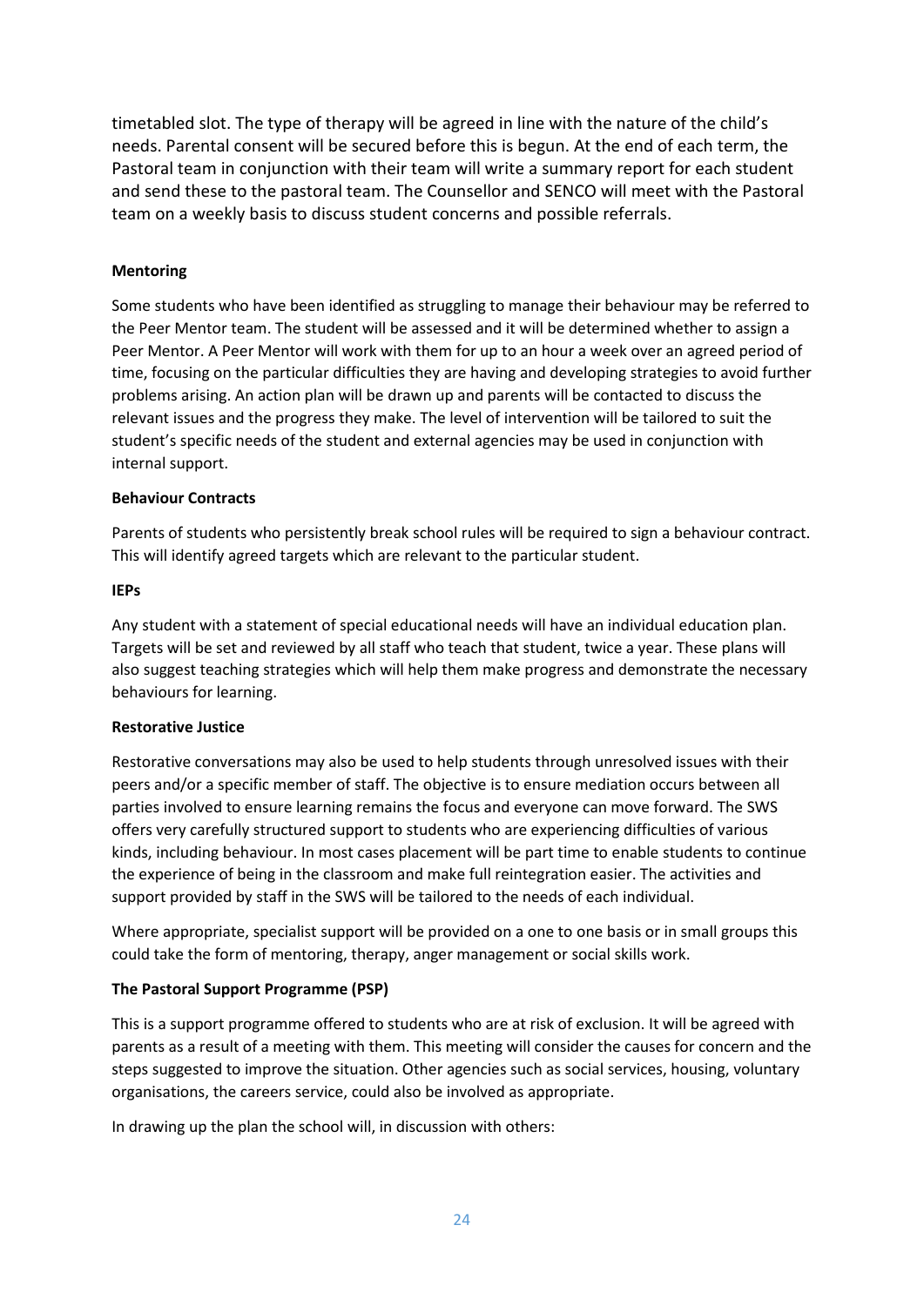timetabled slot. The type of therapy will be agreed in line with the nature of the child's needs. Parental consent will be secured before this is begun. At the end of each term, the Pastoral team in conjunction with their team will write a summary report for each student and send these to the pastoral team. The Counsellor and SENCO will meet with the Pastoral team on a weekly basis to discuss student concerns and possible referrals.

**Mentoring**

Some students who have been identified as struggling to manage their behaviour may be referred to the Peer Mentor team. The student will be assessed and it will be determined whether to assign a Peer Mentor. A Peer Mentor will work with them for up to an hour a week over an agreed period of time, focusing on the particular difficulties they are having and developing strategies to avoid further problems arising. An action plan will be drawn up and parents will be contacted to discuss the relevant issues and the progress they make. The level of intervention will be tailored to suit the student's specific needs of the student and external agencies may be used in conjunction with internal support.

**Behaviour Contracts**

Parents of students who persistently break school rules will be required to sign a behaviour contract. This will identify agreed targets which are relevant to the particular student.

**IEPs**

Any student with a statement of special educational needs will have an individual education plan. Targets will be set and reviewed by all staff who teach that student, twice a year. These plans will also suggest teaching strategies which will help them make progress and demonstrate the necessary behaviours for learning.

**Restorative Justice**

Restorative conversations may also be used to help students through unresolved issues with their peers and/or a specific member of staff. The objective is to ensure mediation occurs between all parties involved to ensure learning remains the focus and everyone can move forward. The SWS offers very carefully structured support to students who are experiencing difficulties of various kinds, including behaviour. In most cases placement will be part time to enable students to continue the experience of being in the classroom and make full reintegration easier. The activities and support provided by staff in the SWS will be tailored to the needs of each individual.

Where appropriate, specialist support will be provided on a one to one basis or in small groups this could take the form of mentoring, therapy, anger management or social skills work.

**The Pastoral Support Programme (PSP)**

This is a support programme offered to students who are at risk of exclusion. It will be agreed with parents as a result of a meeting with them. This meeting will consider the causes for concern and the steps suggested to improve the situation. Other agencies such as social services, housing, voluntary organisations, the careers service, could also be involved as appropriate.

In drawing up the plan the school will, in discussion with others: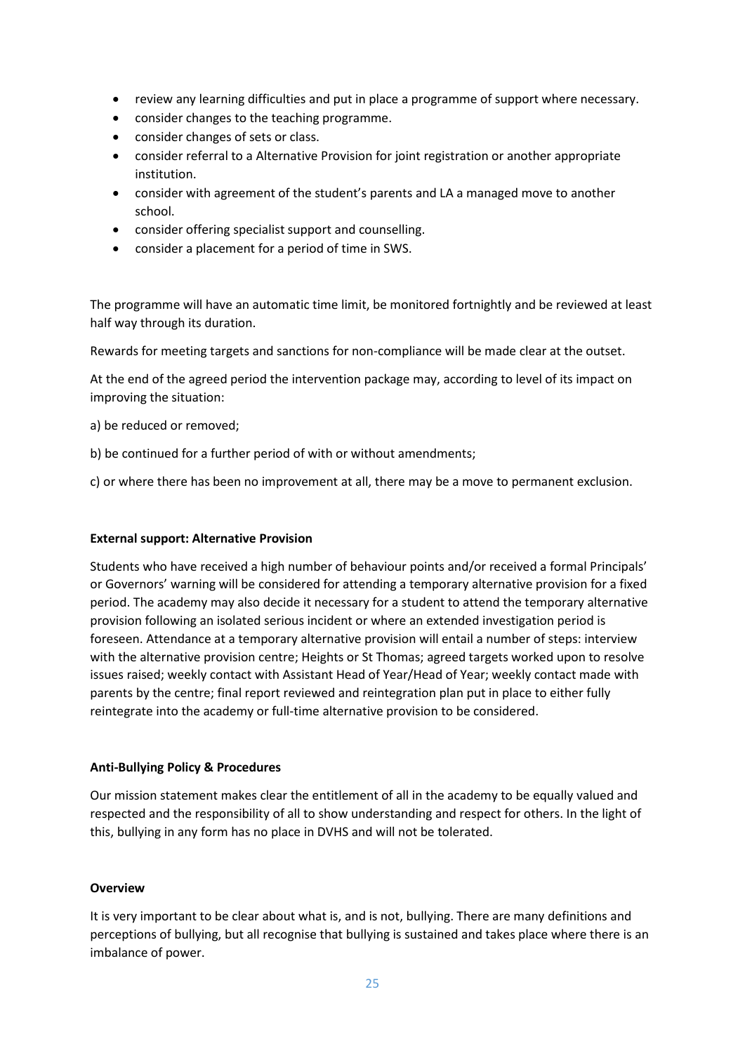- review any learning difficulties and put in place a programme of support where necessary.
- consider changes to the teaching programme.
- consider changes of sets or class.
- consider referral to a Alternative Provision for joint registration or another appropriate institution.
- consider with agreement of the student's parents and LA a managed move to another school.
- consider offering specialist support and counselling.
- consider a placement for a period of time in SWS.

The programme will have an automatic time limit, be monitored fortnightly and be reviewed at least half way through its duration.

Rewards for meeting targets and sanctions for non-compliance will be made clear at the outset.

At the end of the agreed period the intervention package may, according to level of its impact on improving the situation:

a) be reduced or removed;

b) be continued for a further period of with or without amendments;

c) or where there has been no improvement at all, there may be a move to permanent exclusion.

**External support: Alternative Provision**

Students who have received a high number of behaviour points and/or received a formal Principals' or Governors' warning will be considered for attending a temporary alternative provision for a fixed period. The academy may also decide it necessary for a student to attend the temporary alternative provision following an isolated serious incident or where an extended investigation period is foreseen. Attendance at a temporary alternative provision will entail a number of steps: interview with the alternative provision centre; Heights or St Thomas; agreed targets worked upon to resolve issues raised; weekly contact with Assistant Head of Year/Head of Year; weekly contact made with parents by the centre; final report reviewed and reintegration plan put in place to either fully reintegrate into the academy or full-time alternative provision to be considered.

**Anti-Bullying Policy & Procedures**

Our mission statement makes clear the entitlement of all in the academy to be equally valued and respected and the responsibility of all to show understanding and respect for others. In the light of this, bullying in any form has no place in DVHS and will not be tolerated.

**Overview**

It is very important to be clear about what is, and is not, bullying. There are many definitions and perceptions of bullying, but all recognise that bullying is sustained and takes place where there is an imbalance of power.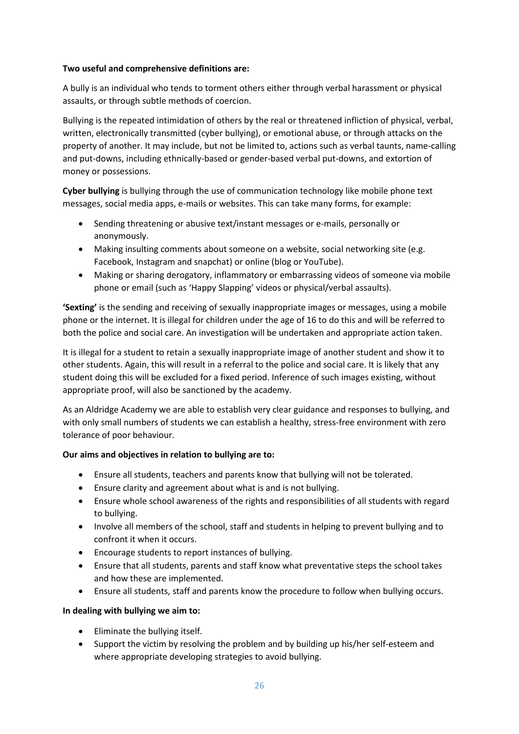**Two useful and comprehensive definitions are:**

A bully is an individual who tends to torment others either through verbal harassment or physical assaults, or through subtle methods of coercion.

Bullying is the repeated intimidation of others by the real or threatened infliction of physical, verbal, written, electronically transmitted (cyber bullying), or emotional abuse, or through attacks on the property of another. It may include, but not be limited to, actions such as verbal taunts, name-calling and put-downs, including ethnically-based or gender-based verbal put-downs, and extortion of money or possessions.

**Cyber bullying** is bullying through the use of communication technology like mobile phone text messages, social media apps, e-mails or websites. This can take many forms, for example:

- Sending threatening or abusive text/instant messages or e-mails, personally or anonymously.
- Making insulting comments about someone on a website, social networking site (e.g. Facebook, Instagram and snapchat) or online (blog or YouTube).
- Making or sharing derogatory, inflammatory or embarrassing videos of someone via mobile phone or email (such as 'Happy Slapping' videos or physical/verbal assaults).

**'Sexting'** is the sending and receiving of sexually inappropriate images or messages, using a mobile phone or the internet. It is illegal for children under the age of 16 to do this and will be referred to both the police and social care. An investigation will be undertaken and appropriate action taken.

It is illegal for a student to retain a sexually inappropriate image of another student and show it to other students. Again, this will result in a referral to the police and social care. It is likely that any student doing this will be excluded for a fixed period. Inference of such images existing, without appropriate proof, will also be sanctioned by the academy.

As an Aldridge Academy we are able to establish very clear guidance and responses to bullying, and with only small numbers of students we can establish a healthy, stress-free environment with zero tolerance of poor behaviour.

**Our aims and objectives in relation to bullying are to:**

- Ensure all students, teachers and parents know that bullying will not be tolerated.
- Ensure clarity and agreement about what is and is not bullying.
- Ensure whole school awareness of the rights and responsibilities of all students with regard to bullying.
- Involve all members of the school, staff and students in helping to prevent bullying and to confront it when it occurs.
- Encourage students to report instances of bullying.
- Ensure that all students, parents and staff know what preventative steps the school takes and how these are implemented.
- Ensure all students, staff and parents know the procedure to follow when bullying occurs.

**In dealing with bullying we aim to:**

- Eliminate the bullying itself.
- Support the victim by resolving the problem and by building up his/her self-esteem and where appropriate developing strategies to avoid bullying.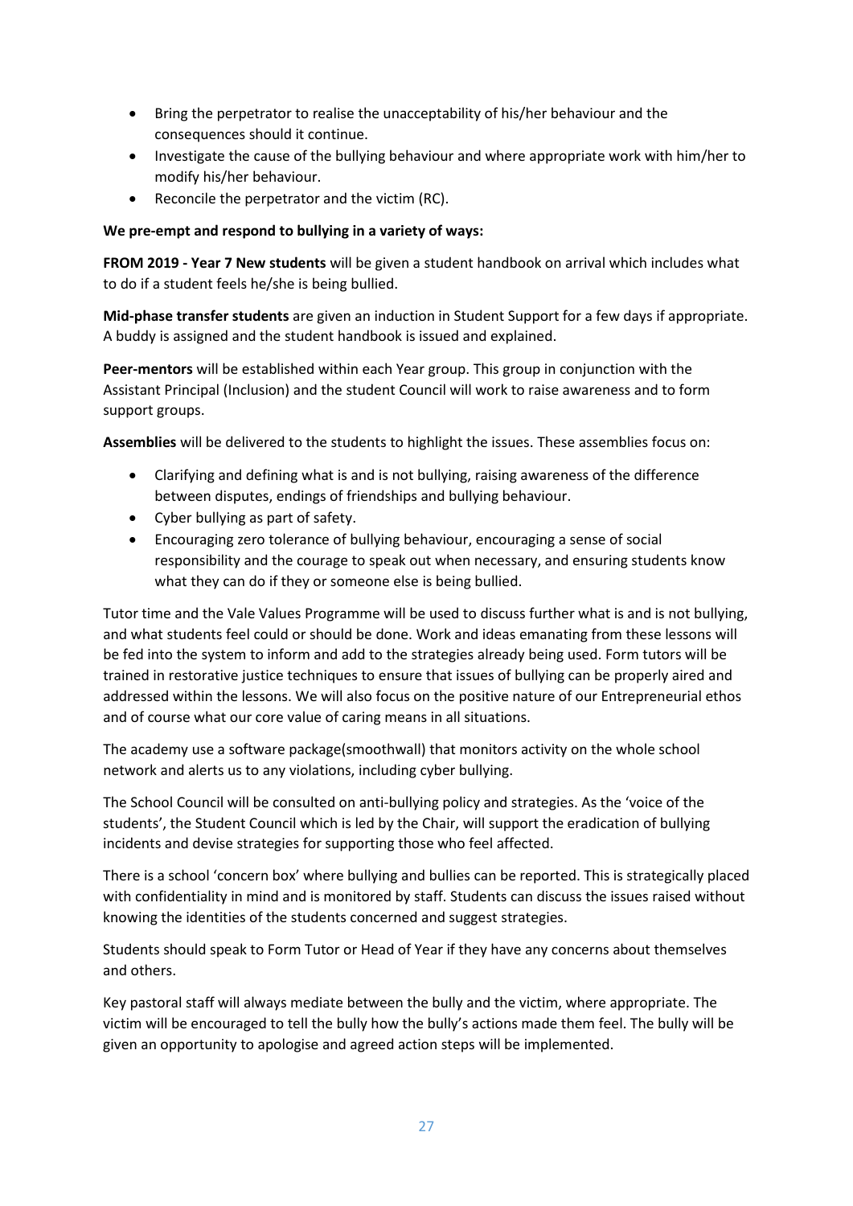- Bring the perpetrator to realise the unacceptability of his/her behaviour and the consequences should it continue.
- Investigate the cause of the bullying behaviour and where appropriate work with him/her to modify his/her behaviour.
- Reconcile the perpetrator and the victim (RC).

**We pre-empt and respond to bullying in a variety of ways:**

**FROM 2019 - Year 7 New students** will be given a student handbook on arrival which includes what to do if a student feels he/she is being bullied.

**Mid-phase transfer students** are given an induction in Student Support for a few days if appropriate. A buddy is assigned and the student handbook is issued and explained.

**Peer-mentors** will be established within each Year group. This group in conjunction with the Assistant Principal (Inclusion) and the student Council will work to raise awareness and to form support groups.

**Assemblies** will be delivered to the students to highlight the issues. These assemblies focus on:

- Clarifying and defining what is and is not bullying, raising awareness of the difference between disputes, endings of friendships and bullying behaviour.
- Cyber bullying as part of safety.
- Encouraging zero tolerance of bullying behaviour, encouraging a sense of social responsibility and the courage to speak out when necessary, and ensuring students know what they can do if they or someone else is being bullied.

Tutor time and the Vale Values Programme will be used to discuss further what is and is not bullying, and what students feel could or should be done. Work and ideas emanating from these lessons will be fed into the system to inform and add to the strategies already being used. Form tutors will be trained in restorative justice techniques to ensure that issues of bullying can be properly aired and addressed within the lessons. We will also focus on the positive nature of our Entrepreneurial ethos and of course what our core value of caring means in all situations.

The academy use a software package(smoothwall) that monitors activity on the whole school network and alerts us to any violations, including cyber bullying.

The School Council will be consulted on anti-bullying policy and strategies. As the 'voice of the students', the Student Council which is led by the Chair, will support the eradication of bullying incidents and devise strategies for supporting those who feel affected.

There is a school 'concern box' where bullying and bullies can be reported. This is strategically placed with confidentiality in mind and is monitored by staff. Students can discuss the issues raised without knowing the identities of the students concerned and suggest strategies.

Students should speak to Form Tutor or Head of Year if they have any concerns about themselves and others.

Key pastoral staff will always mediate between the bully and the victim, where appropriate. The victim will be encouraged to tell the bully how the bully's actions made them feel. The bully will be given an opportunity to apologise and agreed action steps will be implemented.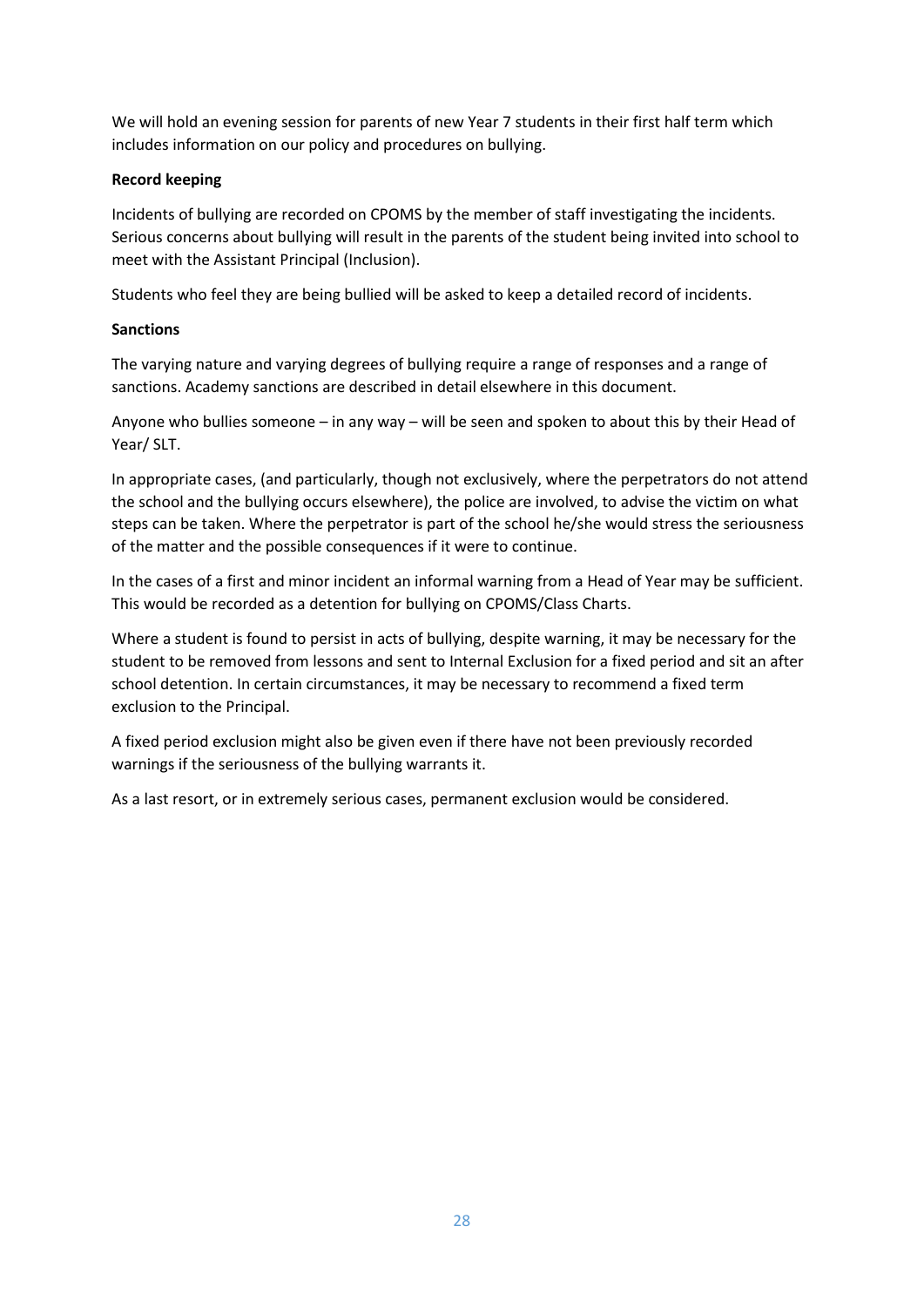We will hold an evening session for parents of new Year 7 students in their first half term which includes information on our policy and procedures on bullying.

**Record keeping**

Incidents of bullying are recorded on CPOMS by the member of staff investigating the incidents. Serious concerns about bullying will result in the parents of the student being invited into school to meet with the Assistant Principal (Inclusion).

Students who feel they are being bullied will be asked to keep a detailed record of incidents.

**Sanctions**

The varying nature and varying degrees of bullying require a range of responses and a range of sanctions. Academy sanctions are described in detail elsewhere in this document.

Anyone who bullies someone – in any way – will be seen and spoken to about this by their Head of Year/ SLT.

In appropriate cases, (and particularly, though not exclusively, where the perpetrators do not attend the school and the bullying occurs elsewhere), the police are involved, to advise the victim on what steps can be taken. Where the perpetrator is part of the school he/she would stress the seriousness of the matter and the possible consequences if it were to continue.

In the cases of a first and minor incident an informal warning from a Head of Year may be sufficient. This would be recorded as a detention for bullying on CPOMS/Class Charts.

Where a student is found to persist in acts of bullying, despite warning, it may be necessary for the student to be removed from lessons and sent to Internal Exclusion for a fixed period and sit an after school detention. In certain circumstances, it may be necessary to recommend a fixed term exclusion to the Principal.

A fixed period exclusion might also be given even if there have not been previously recorded warnings if the seriousness of the bullying warrants it.

As a last resort, or in extremely serious cases, permanent exclusion would be considered.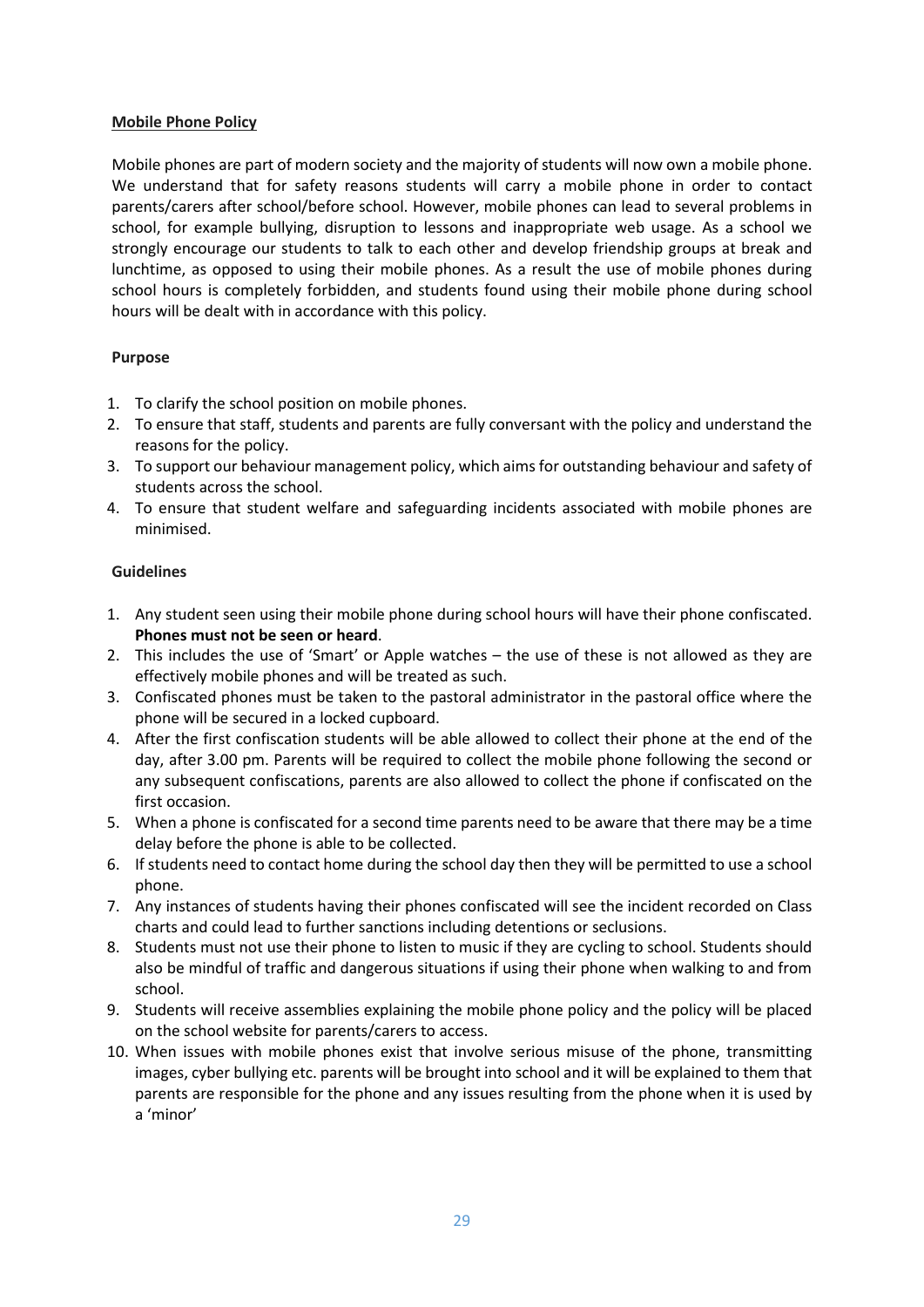**Mobile Phone Policy**

Mobile phones are part of modern society and the majority of students will now own a mobile phone. We understand that for safety reasons students will carry a mobile phone in order to contact parents/carers after school/before school. However, mobile phones can lead to several problems in school, for example bullying, disruption to lessons and inappropriate web usage. As a school we strongly encourage our students to talk to each other and develop friendship groups at break and lunchtime, as opposed to using their mobile phones. As a result the use of mobile phones during school hours is completely forbidden, and students found using their mobile phone during school hours will be dealt with in accordance with this policy.

**Purpose**

1. To clarify the school position on mobile phones.
2. To ensure that staff, students and parents are fully conversant with the policy and understand the reasons for the policy.
3. To support our behaviour management policy, which aims for outstanding behaviour and safety of students across the school.
4. To ensure that student welfare and safeguarding incidents associated with mobile phones are minimised.

**Guidelines**

1. Any student seen using their mobile phone during school hours will have their phone confiscated. **Phones must not be seen or heard**.
2. This includes the use of 'Smart' or Apple watches – the use of these is not allowed as they are effectively mobile phones and will be treated as such.
3. Confiscated phones must be taken to the pastoral administrator in the pastoral office where the phone will be secured in a locked cupboard.
4. After the first confiscation students will be able allowed to collect their phone at the end of the day, after 3.00 pm. Parents will be required to collect the mobile phone following the second or any subsequent confiscations, parents are also allowed to collect the phone if confiscated on the first occasion.
5. When a phone is confiscated for a second time parents need to be aware that there may be a time delay before the phone is able to be collected.
6. If students need to contact home during the school day then they will be permitted to use a school phone.
7. Any instances of students having their phones confiscated will see the incident recorded on Class charts and could lead to further sanctions including detentions or seclusions.
8. Students must not use their phone to listen to music if they are cycling to school. Students should also be mindful of traffic and dangerous situations if using their phone when walking to and from school.
9. Students will receive assemblies explaining the mobile phone policy and the policy will be placed on the school website for parents/carers to access.
10. When issues with mobile phones exist that involve serious misuse of the phone, transmitting images, cyber bullying etc. parents will be brought into school and it will be explained to them that parents are responsible for the phone and any issues resulting from the phone when it is used by a 'minor'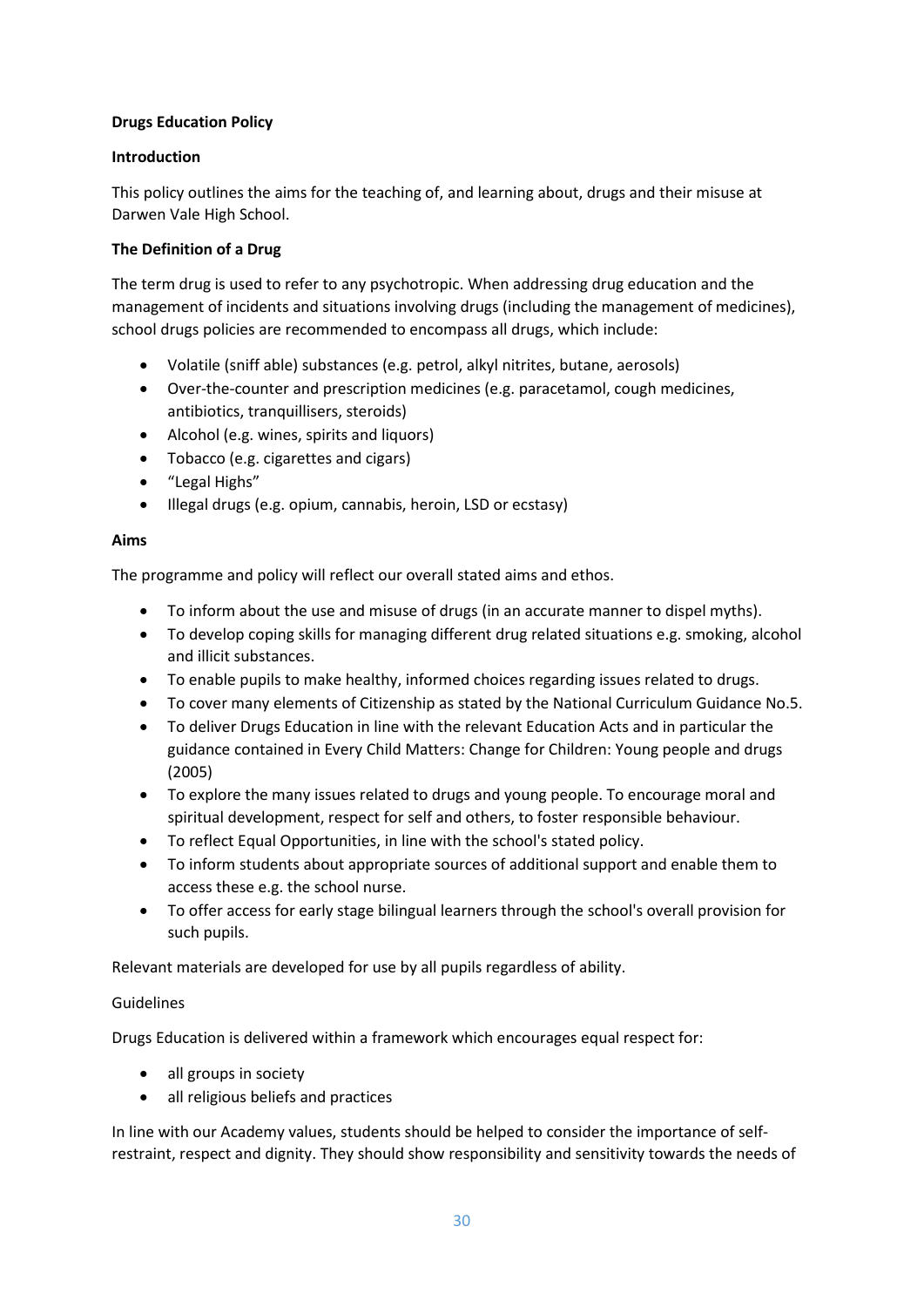**Drugs Education Policy**

**Introduction**

This policy outlines the aims for the teaching of, and learning about, drugs and their misuse at Darwen Vale High School.

**The Definition of a Drug**

The term drug is used to refer to any psychotropic. When addressing drug education and the management of incidents and situations involving drugs (including the management of medicines), school drugs policies are recommended to encompass all drugs, which include:

- Volatile (sniff able) substances (e.g. petrol, alkyl nitrites, butane, aerosols)
- Over-the-counter and prescription medicines (e.g. paracetamol, cough medicines, antibiotics, tranquillisers, steroids)
- Alcohol (e.g. wines, spirits and liquors)
- Tobacco (e.g. cigarettes and cigars)
- "Legal Highs"
- Illegal drugs (e.g. opium, cannabis, heroin, LSD or ecstasy)

**Aims**

The programme and policy will reflect our overall stated aims and ethos.

- To inform about the use and misuse of drugs (in an accurate manner to dispel myths).
- To develop coping skills for managing different drug related situations e.g. smoking, alcohol and illicit substances.
- To enable pupils to make healthy, informed choices regarding issues related to drugs.
- To cover many elements of Citizenship as stated by the National Curriculum Guidance No.5.
- To deliver Drugs Education in line with the relevant Education Acts and in particular the guidance contained in Every Child Matters: Change for Children: Young people and drugs (2005)
- To explore the many issues related to drugs and young people. To encourage moral and spiritual development, respect for self and others, to foster responsible behaviour.
- To reflect Equal Opportunities, in line with the school's stated policy.
- To inform students about appropriate sources of additional support and enable them to access these e.g. the school nurse.
- To offer access for early stage bilingual learners through the school's overall provision for such pupils.

Relevant materials are developed for use by all pupils regardless of ability.

Guidelines

Drugs Education is delivered within a framework which encourages equal respect for:

- all groups in society
- all religious beliefs and practices

In line with our Academy values, students should be helped to consider the importance of self-restraint, respect and dignity. They should show responsibility and sensitivity towards the needs of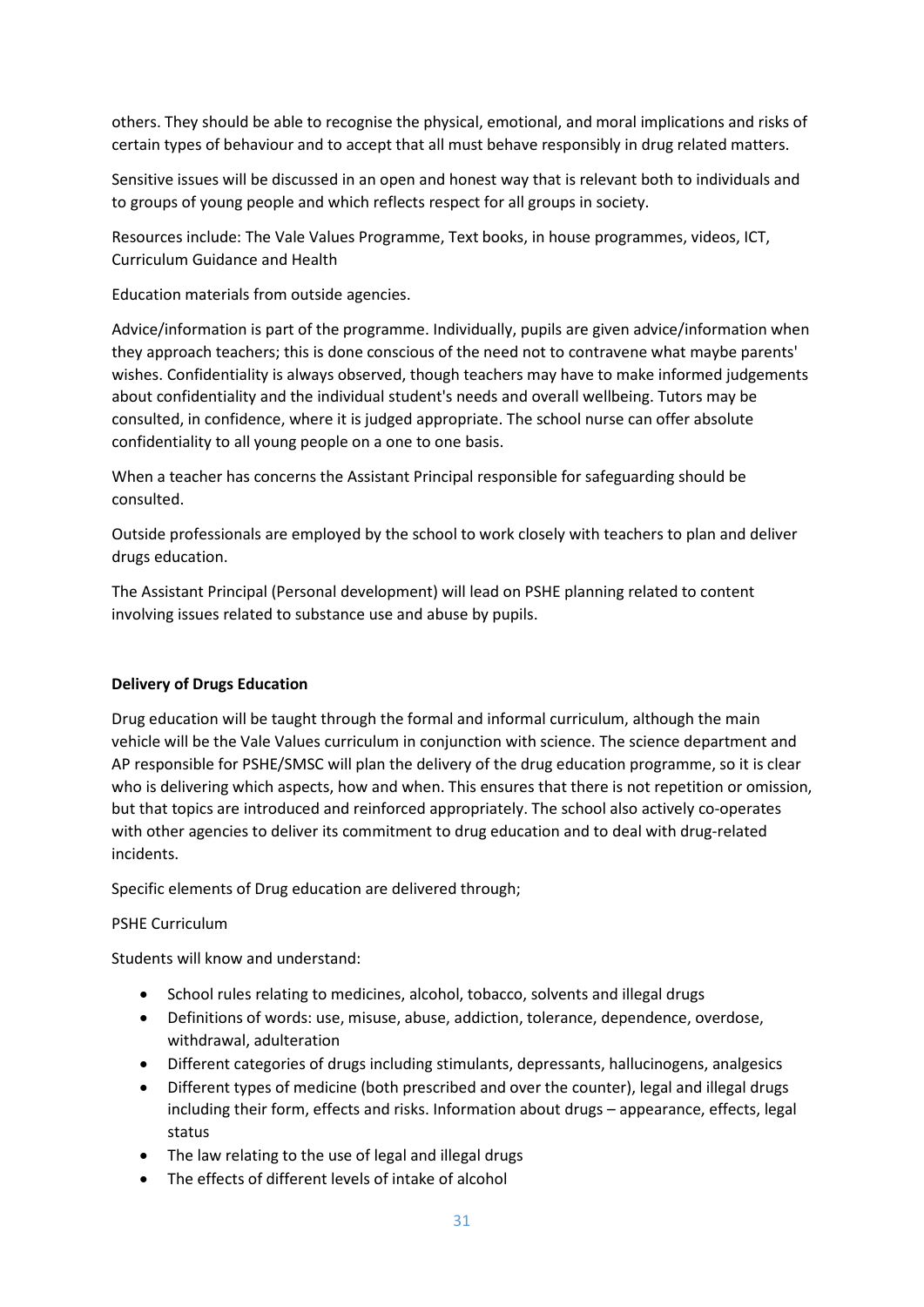others. They should be able to recognise the physical, emotional, and moral implications and risks of certain types of behaviour and to accept that all must behave responsibly in drug related matters.

Sensitive issues will be discussed in an open and honest way that is relevant both to individuals and to groups of young people and which reflects respect for all groups in society.

Resources include: The Vale Values Programme, Text books, in house programmes, videos, ICT, Curriculum Guidance and Health

Education materials from outside agencies.

Advice/information is part of the programme. Individually, pupils are given advice/information when they approach teachers; this is done conscious of the need not to contravene what maybe parents' wishes. Confidentiality is always observed, though teachers may have to make informed judgements about confidentiality and the individual student's needs and overall wellbeing. Tutors may be consulted, in confidence, where it is judged appropriate. The school nurse can offer absolute confidentiality to all young people on a one to one basis.

When a teacher has concerns the Assistant Principal responsible for safeguarding should be consulted.

Outside professionals are employed by the school to work closely with teachers to plan and deliver drugs education.

The Assistant Principal (Personal development) will lead on PSHE planning related to content involving issues related to substance use and abuse by pupils.

**Delivery of Drugs Education**

Drug education will be taught through the formal and informal curriculum, although the main vehicle will be the Vale Values curriculum in conjunction with science. The science department and AP responsible for PSHE/SMSC will plan the delivery of the drug education programme, so it is clear who is delivering which aspects, how and when. This ensures that there is not repetition or omission, but that topics are introduced and reinforced appropriately. The school also actively co-operates with other agencies to deliver its commitment to drug education and to deal with drug-related incidents.

Specific elements of Drug education are delivered through;

PSHE Curriculum

Students will know and understand:

- School rules relating to medicines, alcohol, tobacco, solvents and illegal drugs
- Definitions of words: use, misuse, abuse, addiction, tolerance, dependence, overdose, withdrawal, adulteration
- Different categories of drugs including stimulants, depressants, hallucinogens, analgesics
- Different types of medicine (both prescribed and over the counter), legal and illegal drugs including their form, effects and risks. Information about drugs – appearance, effects, legal status
- The law relating to the use of legal and illegal drugs
- The effects of different levels of intake of alcohol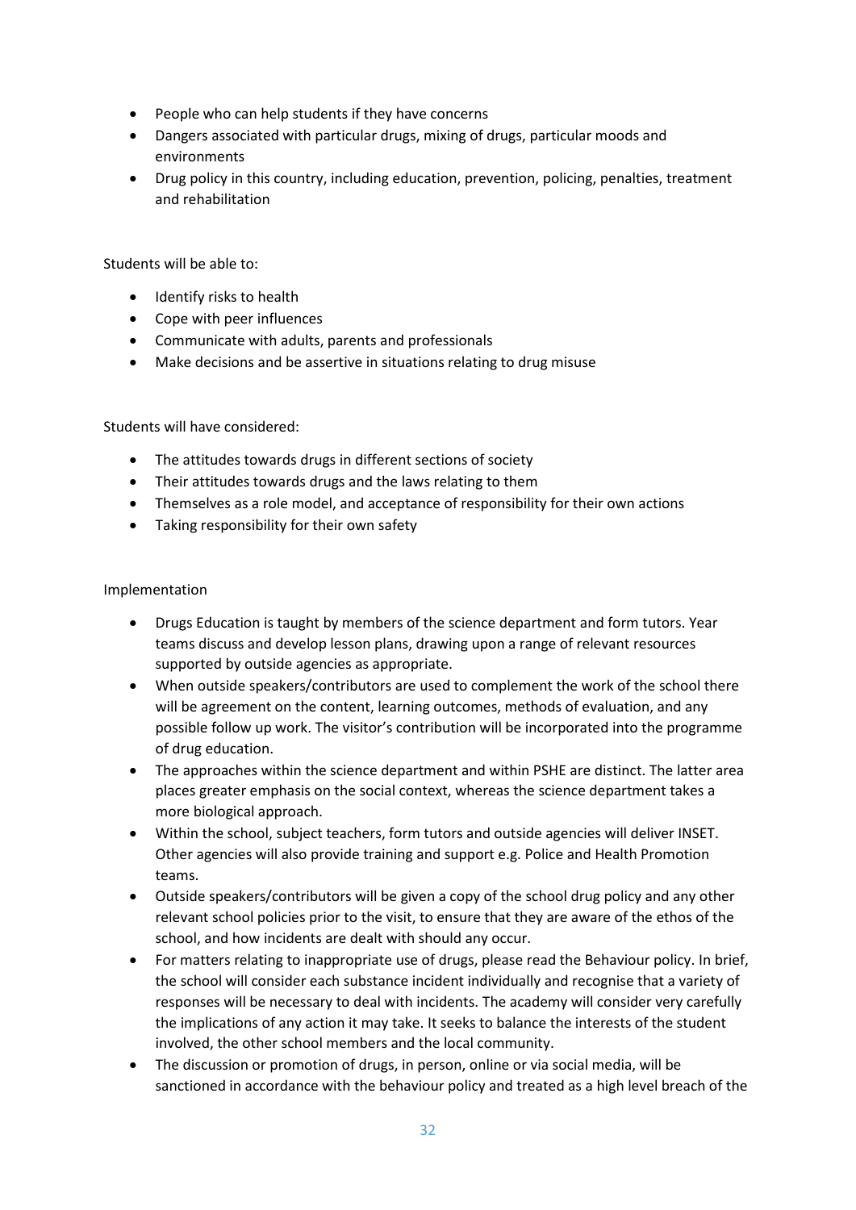- People who can help students if they have concerns
- Dangers associated with particular drugs, mixing of drugs, particular moods and environments
- Drug policy in this country, including education, prevention, policing, penalties, treatment and rehabilitation

Students will be able to:

- Identify risks to health
- Cope with peer influences
- Communicate with adults, parents and professionals
- Make decisions and be assertive in situations relating to drug misuse

Students will have considered:

- The attitudes towards drugs in different sections of society
- Their attitudes towards drugs and the laws relating to them
- Themselves as a role model, and acceptance of responsibility for their own actions
- Taking responsibility for their own safety

Implementation

- Drugs Education is taught by members of the science department and form tutors. Year teams discuss and develop lesson plans, drawing upon a range of relevant resources supported by outside agencies as appropriate.
- When outside speakers/contributors are used to complement the work of the school there will be agreement on the content, learning outcomes, methods of evaluation, and any possible follow up work. The visitor's contribution will be incorporated into the programme of drug education.
- The approaches within the science department and within PSHE are distinct. The latter area places greater emphasis on the social context, whereas the science department takes a more biological approach.
- Within the school, subject teachers, form tutors and outside agencies will deliver INSET. Other agencies will also provide training and support e.g. Police and Health Promotion teams.
- Outside speakers/contributors will be given a copy of the school drug policy and any other relevant school policies prior to the visit, to ensure that they are aware of the ethos of the school, and how incidents are dealt with should any occur.
- For matters relating to inappropriate use of drugs, please read the Behaviour policy. In brief, the school will consider each substance incident individually and recognise that a variety of responses will be necessary to deal with incidents. The academy will consider very carefully the implications of any action it may take. It seeks to balance the interests of the student involved, the other school members and the local community.
- The discussion or promotion of drugs, in person, online or via social media, will be sanctioned in accordance with the behaviour policy and treated as a high level breach of the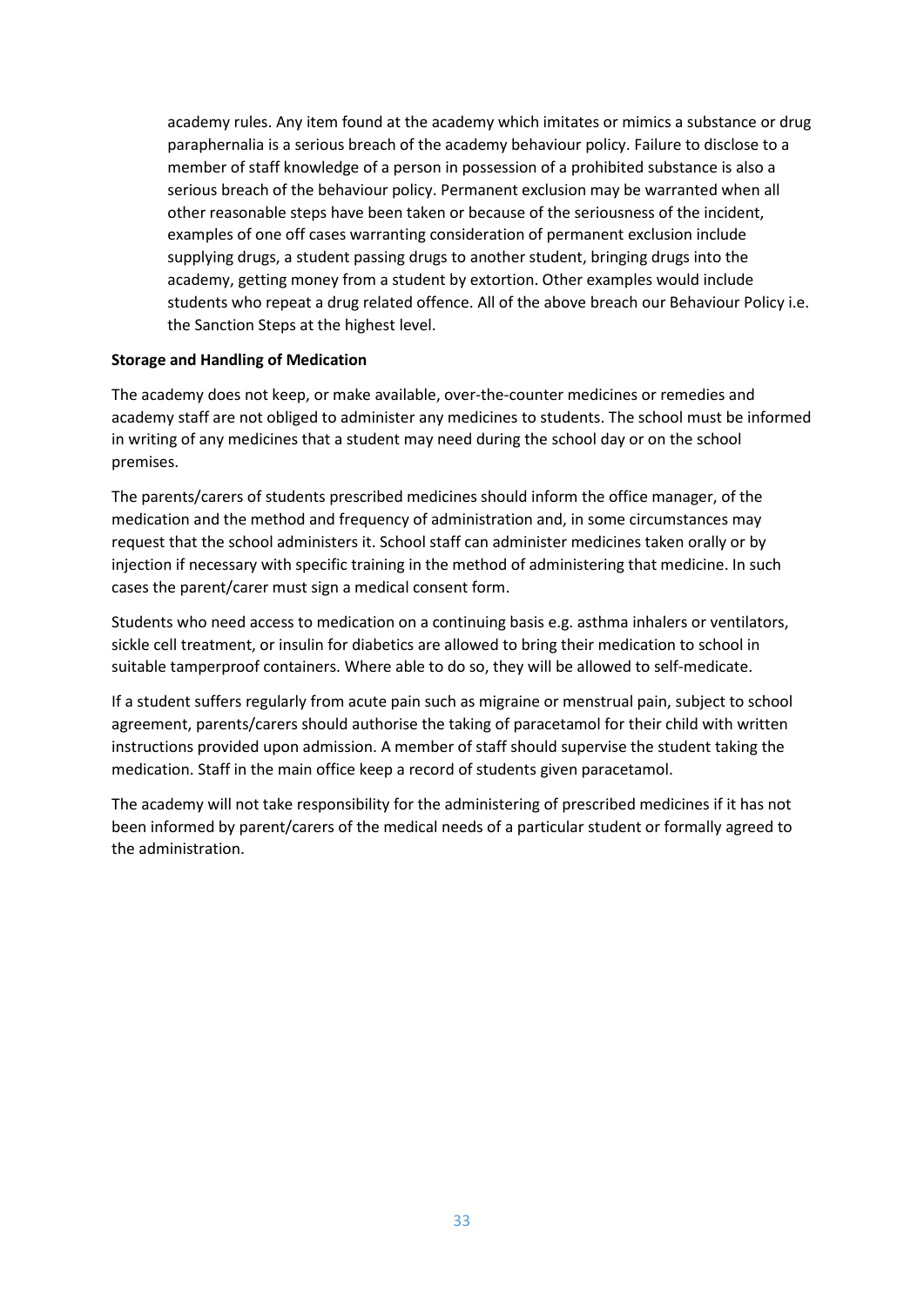academy rules. Any item found at the academy which imitates or mimics a substance or drug paraphernalia is a serious breach of the academy behaviour policy. Failure to disclose to a member of staff knowledge of a person in possession of a prohibited substance is also a serious breach of the behaviour policy. Permanent exclusion may be warranted when all other reasonable steps have been taken or because of the seriousness of the incident, examples of one off cases warranting consideration of permanent exclusion include supplying drugs, a student passing drugs to another student, bringing drugs into the academy, getting money from a student by extortion. Other examples would include students who repeat a drug related offence. All of the above breach our Behaviour Policy i.e. the Sanction Steps at the highest level.

**Storage and Handling of Medication**

The academy does not keep, or make available, over-the-counter medicines or remedies and academy staff are not obliged to administer any medicines to students. The school must be informed in writing of any medicines that a student may need during the school day or on the school premises.

The parents/carers of students prescribed medicines should inform the office manager, of the medication and the method and frequency of administration and, in some circumstances may request that the school administers it. School staff can administer medicines taken orally or by injection if necessary with specific training in the method of administering that medicine. In such cases the parent/carer must sign a medical consent form.

Students who need access to medication on a continuing basis e.g. asthma inhalers or ventilators, sickle cell treatment, or insulin for diabetics are allowed to bring their medication to school in suitable tamperproof containers. Where able to do so, they will be allowed to self-medicate.

If a student suffers regularly from acute pain such as migraine or menstrual pain, subject to school agreement, parents/carers should authorise the taking of paracetamol for their child with written instructions provided upon admission. A member of staff should supervise the student taking the medication. Staff in the main office keep a record of students given paracetamol.

The academy will not take responsibility for the administering of prescribed medicines if it has not been informed by parent/carers of the medical needs of a particular student or formally agreed to the administration.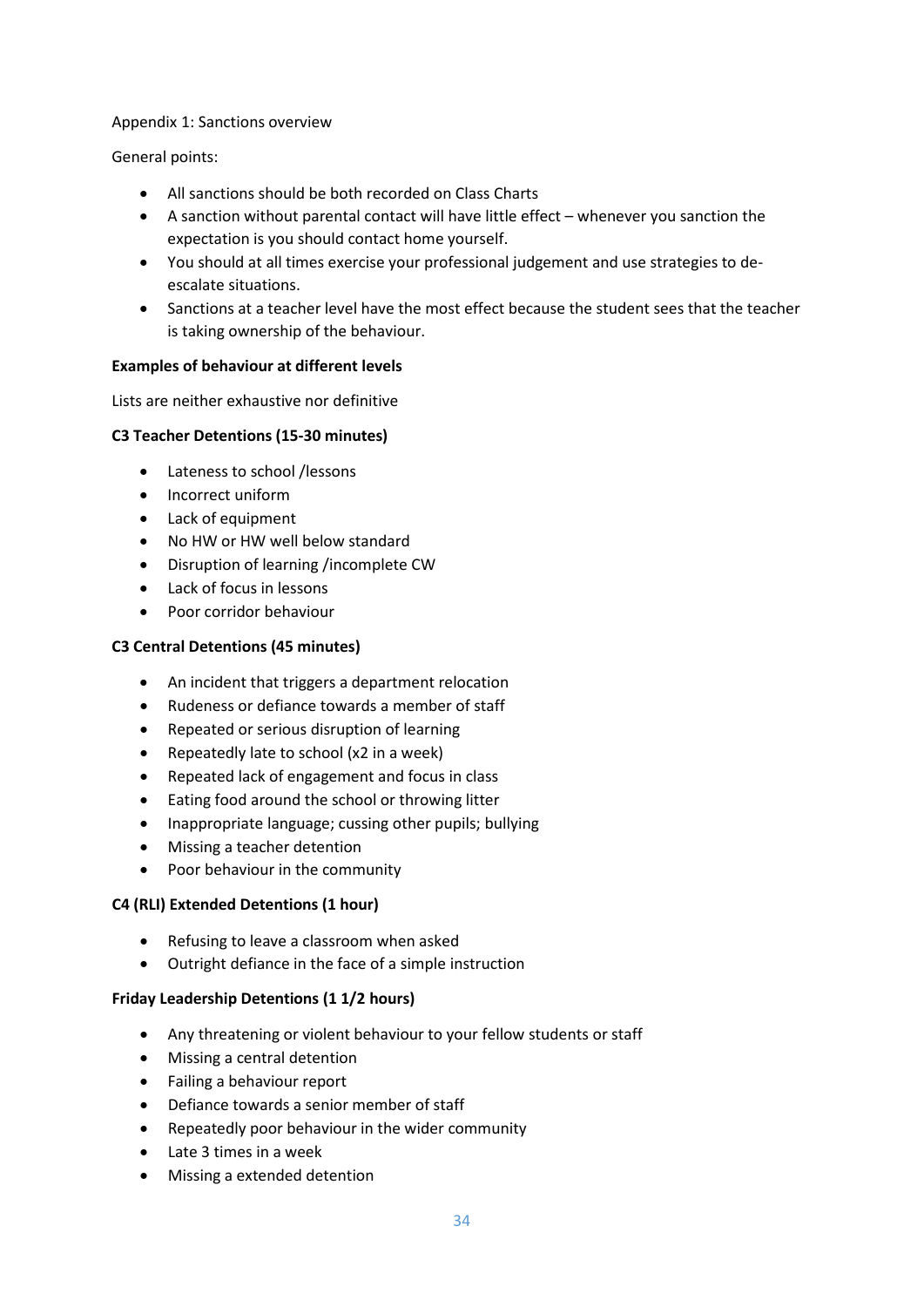Appendix 1: Sanctions overview

General points:

- All sanctions should be both recorded on Class Charts
- A sanction without parental contact will have little effect – whenever you sanction the expectation is you should contact home yourself.
- You should at all times exercise your professional judgement and use strategies to de-escalate situations.
- Sanctions at a teacher level have the most effect because the student sees that the teacher is taking ownership of the behaviour.

**Examples of behaviour at different levels**

Lists are neither exhaustive nor definitive

**C3 Teacher Detentions (15-30 minutes)**

- Lateness to school /lessons
- Incorrect uniform
- Lack of equipment
- No HW or HW well below standard
- Disruption of learning /incomplete CW
- Lack of focus in lessons
- Poor corridor behaviour

**C3 Central Detentions (45 minutes)**

- An incident that triggers a department relocation
- Rudeness or defiance towards a member of staff
- Repeated or serious disruption of learning
- Repeatedly late to school (x2 in a week)
- Repeated lack of engagement and focus in class
- Eating food around the school or throwing litter
- Inappropriate language; cussing other pupils; bullying
- Missing a teacher detention
- Poor behaviour in the community

**C4 (RLI) Extended Detentions (1 hour)**

- Refusing to leave a classroom when asked
- Outright defiance in the face of a simple instruction

**Friday Leadership Detentions (1 1/2 hours)**

- Any threatening or violent behaviour to your fellow students or staff
- Missing a central detention
- Failing a behaviour report
- Defiance towards a senior member of staff
- Repeatedly poor behaviour in the wider community
- Late 3 times in a week
- Missing a extended detention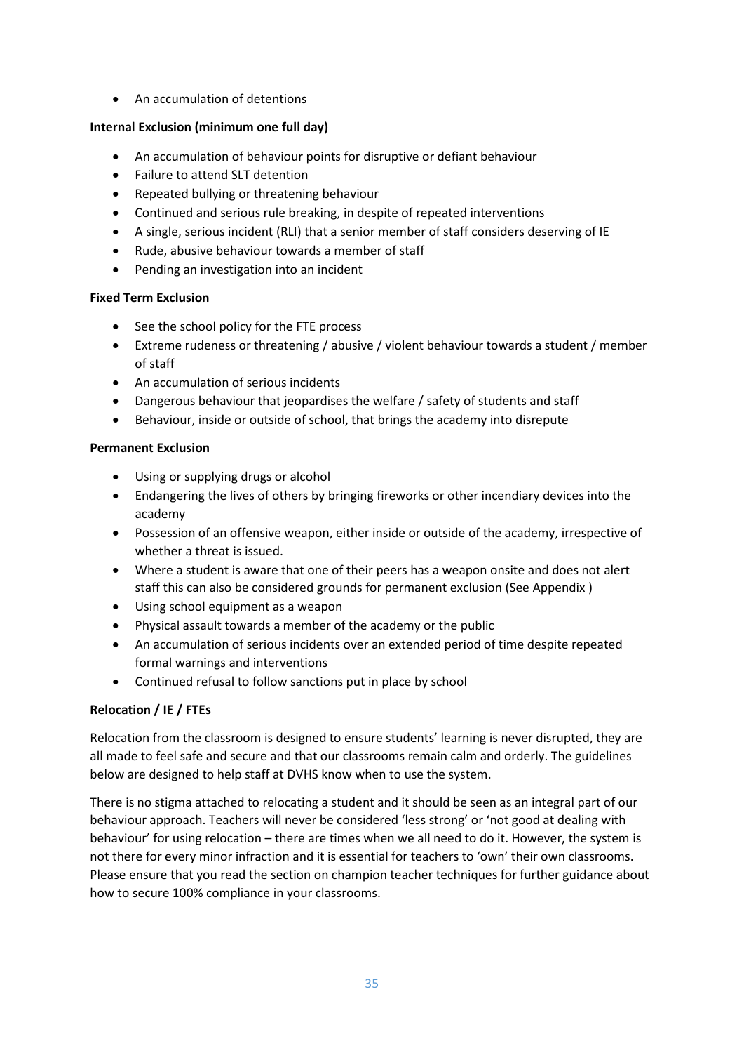- An accumulation of detentions

**Internal Exclusion (minimum one full day)**

- An accumulation of behaviour points for disruptive or defiant behaviour
- Failure to attend SLT detention
- Repeated bullying or threatening behaviour
- Continued and serious rule breaking, in despite of repeated interventions
- A single, serious incident (RLI) that a senior member of staff considers deserving of IE
- Rude, abusive behaviour towards a member of staff
- Pending an investigation into an incident

**Fixed Term Exclusion**

- See the school policy for the FTE process
- Extreme rudeness or threatening / abusive / violent behaviour towards a student / member of staff
- An accumulation of serious incidents
- Dangerous behaviour that jeopardises the welfare / safety of students and staff
- Behaviour, inside or outside of school, that brings the academy into disrepute

**Permanent Exclusion**

- Using or supplying drugs or alcohol
- Endangering the lives of others by bringing fireworks or other incendiary devices into the academy
- Possession of an offensive weapon, either inside or outside of the academy, irrespective of whether a threat is issued.
- Where a student is aware that one of their peers has a weapon onsite and does not alert staff this can also be considered grounds for permanent exclusion (See Appendix )
- Using school equipment as a weapon
- Physical assault towards a member of the academy or the public
- An accumulation of serious incidents over an extended period of time despite repeated formal warnings and interventions
- Continued refusal to follow sanctions put in place by school

**Relocation / IE / FTEs**

Relocation from the classroom is designed to ensure students' learning is never disrupted, they are all made to feel safe and secure and that our classrooms remain calm and orderly. The guidelines below are designed to help staff at DVHS know when to use the system.

There is no stigma attached to relocating a student and it should be seen as an integral part of our behaviour approach. Teachers will never be considered 'less strong' or 'not good at dealing with behaviour' for using relocation – there are times when we all need to do it. However, the system is not there for every minor infraction and it is essential for teachers to 'own' their own classrooms. Please ensure that you read the section on champion teacher techniques for further guidance about how to secure 100% compliance in your classrooms.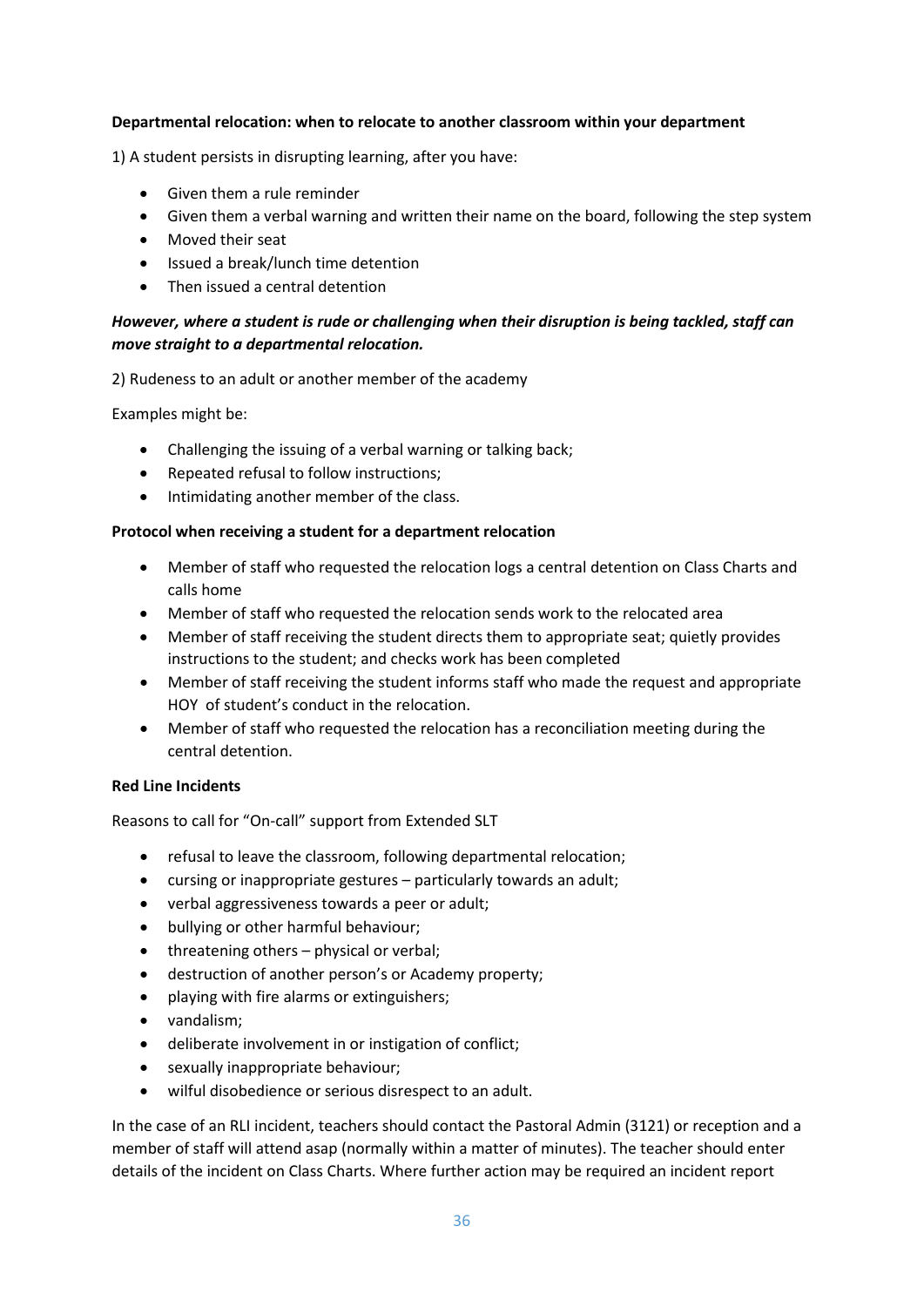**Departmental relocation: when to relocate to another classroom within your department**

1) A student persists in disrupting learning, after you have:

- Given them a rule reminder
- Given them a verbal warning and written their name on the board, following the step system
- Moved their seat
- Issued a break/lunch time detention
- Then issued a central detention

***However, where a student is rude or challenging when their disruption is being tackled, staff can move straight to a departmental relocation.***

2) Rudeness to an adult or another member of the academy

Examples might be:

- Challenging the issuing of a verbal warning or talking back;
- Repeated refusal to follow instructions;
- Intimidating another member of the class.

**Protocol when receiving a student for a department relocation**

- Member of staff who requested the relocation logs a central detention on Class Charts and calls home
- Member of staff who requested the relocation sends work to the relocated area
- Member of staff receiving the student directs them to appropriate seat; quietly provides instructions to the student; and checks work has been completed
- Member of staff receiving the student informs staff who made the request and appropriate HOY of student's conduct in the relocation.
- Member of staff who requested the relocation has a reconciliation meeting during the central detention.

**Red Line Incidents**

Reasons to call for "On-call" support from Extended SLT

- refusal to leave the classroom, following departmental relocation;
- cursing or inappropriate gestures – particularly towards an adult;
- verbal aggressiveness towards a peer or adult;
- bullying or other harmful behaviour;
- threatening others – physical or verbal;
- destruction of another person's or Academy property;
- playing with fire alarms or extinguishers;
- vandalism;
- deliberate involvement in or instigation of conflict;
- sexually inappropriate behaviour;
- wilful disobedience or serious disrespect to an adult.

In the case of an RLI incident, teachers should contact the Pastoral Admin (3121) or reception and a member of staff will attend asap (normally within a matter of minutes). The teacher should enter details of the incident on Class Charts. Where further action may be required an incident report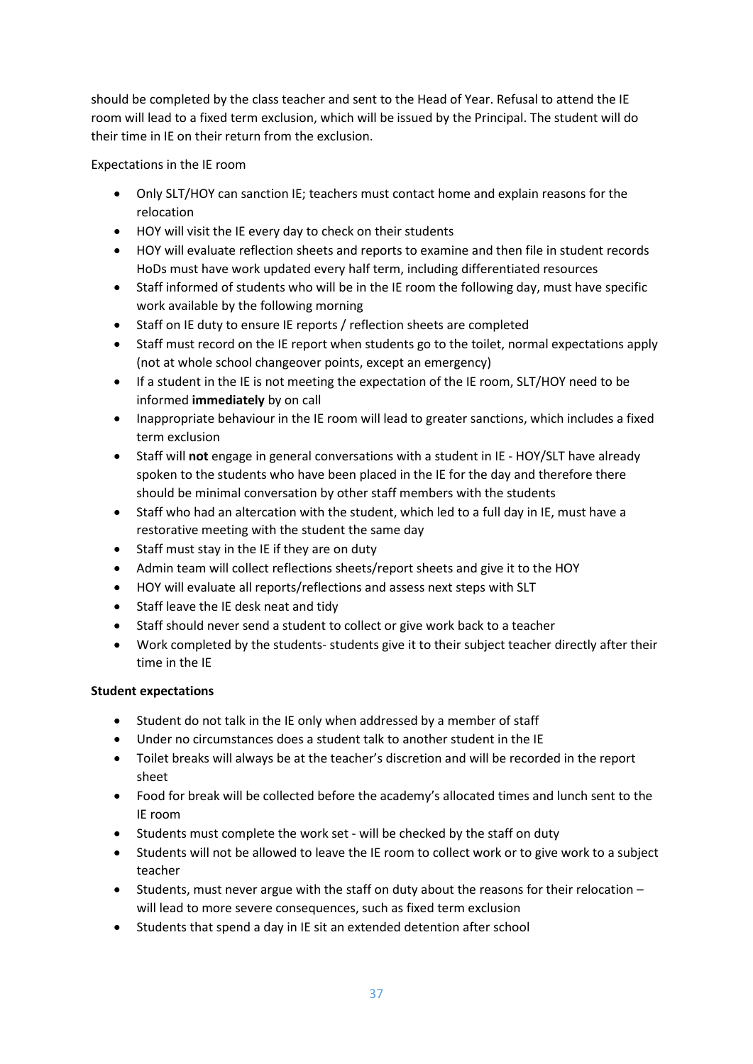should be completed by the class teacher and sent to the Head of Year. Refusal to attend the IE room will lead to a fixed term exclusion, which will be issued by the Principal. The student will do their time in IE on their return from the exclusion.

Expectations in the IE room

- Only SLT/HOY can sanction IE; teachers must contact home and explain reasons for the relocation
- HOY will visit the IE every day to check on their students
- HOY will evaluate reflection sheets and reports to examine and then file in student records HoDs must have work updated every half term, including differentiated resources
- Staff informed of students who will be in the IE room the following day, must have specific work available by the following morning
- Staff on IE duty to ensure IE reports / reflection sheets are completed
- Staff must record on the IE report when students go to the toilet, normal expectations apply (not at whole school changeover points, except an emergency)
- If a student in the IE is not meeting the expectation of the IE room, SLT/HOY need to be informed **immediately** by on call
- Inappropriate behaviour in the IE room will lead to greater sanctions, which includes a fixed term exclusion
- Staff will **not** engage in general conversations with a student in IE - HOY/SLT have already spoken to the students who have been placed in the IE for the day and therefore there should be minimal conversation by other staff members with the students
- Staff who had an altercation with the student, which led to a full day in IE, must have a restorative meeting with the student the same day
- Staff must stay in the IE if they are on duty
- Admin team will collect reflections sheets/report sheets and give it to the HOY
- HOY will evaluate all reports/reflections and assess next steps with SLT
- Staff leave the IE desk neat and tidy
- Staff should never send a student to collect or give work back to a teacher
- Work completed by the students- students give it to their subject teacher directly after their time in the IE

**Student expectations**

- Student do not talk in the IE only when addressed by a member of staff
- Under no circumstances does a student talk to another student in the IE
- Toilet breaks will always be at the teacher's discretion and will be recorded in the report sheet
- Food for break will be collected before the academy's allocated times and lunch sent to the IE room
- Students must complete the work set - will be checked by the staff on duty
- Students will not be allowed to leave the IE room to collect work or to give work to a subject teacher
- Students, must never argue with the staff on duty about the reasons for their relocation – will lead to more severe consequences, such as fixed term exclusion
- Students that spend a day in IE sit an extended detention after school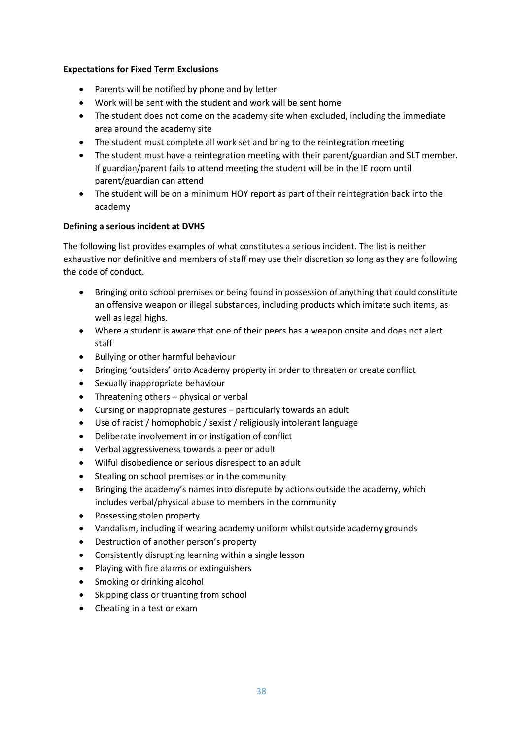**Expectations for Fixed Term Exclusions**

- Parents will be notified by phone and by letter
- Work will be sent with the student and work will be sent home
- The student does not come on the academy site when excluded, including the immediate area around the academy site
- The student must complete all work set and bring to the reintegration meeting
- The student must have a reintegration meeting with their parent/guardian and SLT member. If guardian/parent fails to attend meeting the student will be in the IE room until parent/guardian can attend
- The student will be on a minimum HOY report as part of their reintegration back into the academy

**Defining a serious incident at DVHS**

The following list provides examples of what constitutes a serious incident. The list is neither exhaustive nor definitive and members of staff may use their discretion so long as they are following the code of conduct.

- Bringing onto school premises or being found in possession of anything that could constitute an offensive weapon or illegal substances, including products which imitate such items, as well as legal highs.
- Where a student is aware that one of their peers has a weapon onsite and does not alert staff
- Bullying or other harmful behaviour
- Bringing 'outsiders' onto Academy property in order to threaten or create conflict
- Sexually inappropriate behaviour
- Threatening others – physical or verbal
- Cursing or inappropriate gestures – particularly towards an adult
- Use of racist / homophobic / sexist / religiously intolerant language
- Deliberate involvement in or instigation of conflict
- Verbal aggressiveness towards a peer or adult
- Wilful disobedience or serious disrespect to an adult
- Stealing on school premises or in the community
- Bringing the academy's names into disrepute by actions outside the academy, which includes verbal/physical abuse to members in the community
- Possessing stolen property
- Vandalism, including if wearing academy uniform whilst outside academy grounds
- Destruction of another person's property
- Consistently disrupting learning within a single lesson
- Playing with fire alarms or extinguishers
- Smoking or drinking alcohol
- Skipping class or truanting from school
- Cheating in a test or exam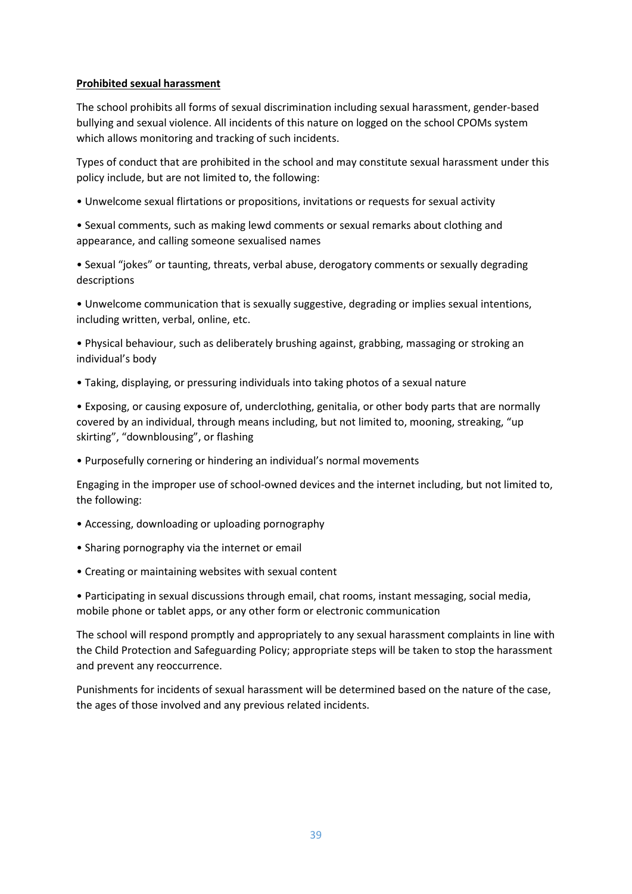**Prohibited sexual harassment**

The school prohibits all forms of sexual discrimination including sexual harassment, gender-based bullying and sexual violence. All incidents of this nature on logged on the school CPOMs system which allows monitoring and tracking of such incidents.

Types of conduct that are prohibited in the school and may constitute sexual harassment under this policy include, but are not limited to, the following:

- Unwelcome sexual flirtations or propositions, invitations or requests for sexual activity
- Sexual comments, such as making lewd comments or sexual remarks about clothing and appearance, and calling someone sexualised names
- Sexual "jokes" or taunting, threats, verbal abuse, derogatory comments or sexually degrading descriptions
- Unwelcome communication that is sexually suggestive, degrading or implies sexual intentions, including written, verbal, online, etc.
- Physical behaviour, such as deliberately brushing against, grabbing, massaging or stroking an individual's body
- Taking, displaying, or pressuring individuals into taking photos of a sexual nature
- Exposing, or causing exposure of, underclothing, genitalia, or other body parts that are normally covered by an individual, through means including, but not limited to, mooning, streaking, "up skirting", "downblousing", or flashing
- Purposefully cornering or hindering an individual's normal movements

Engaging in the improper use of school-owned devices and the internet including, but not limited to, the following:

- Accessing, downloading or uploading pornography
- Sharing pornography via the internet or email
- Creating or maintaining websites with sexual content
- Participating in sexual discussions through email, chat rooms, instant messaging, social media, mobile phone or tablet apps, or any other form or electronic communication

The school will respond promptly and appropriately to any sexual harassment complaints in line with the Child Protection and Safeguarding Policy; appropriate steps will be taken to stop the harassment and prevent any reoccurrence.

Punishments for incidents of sexual harassment will be determined based on the nature of the case, the ages of those involved and any previous related incidents.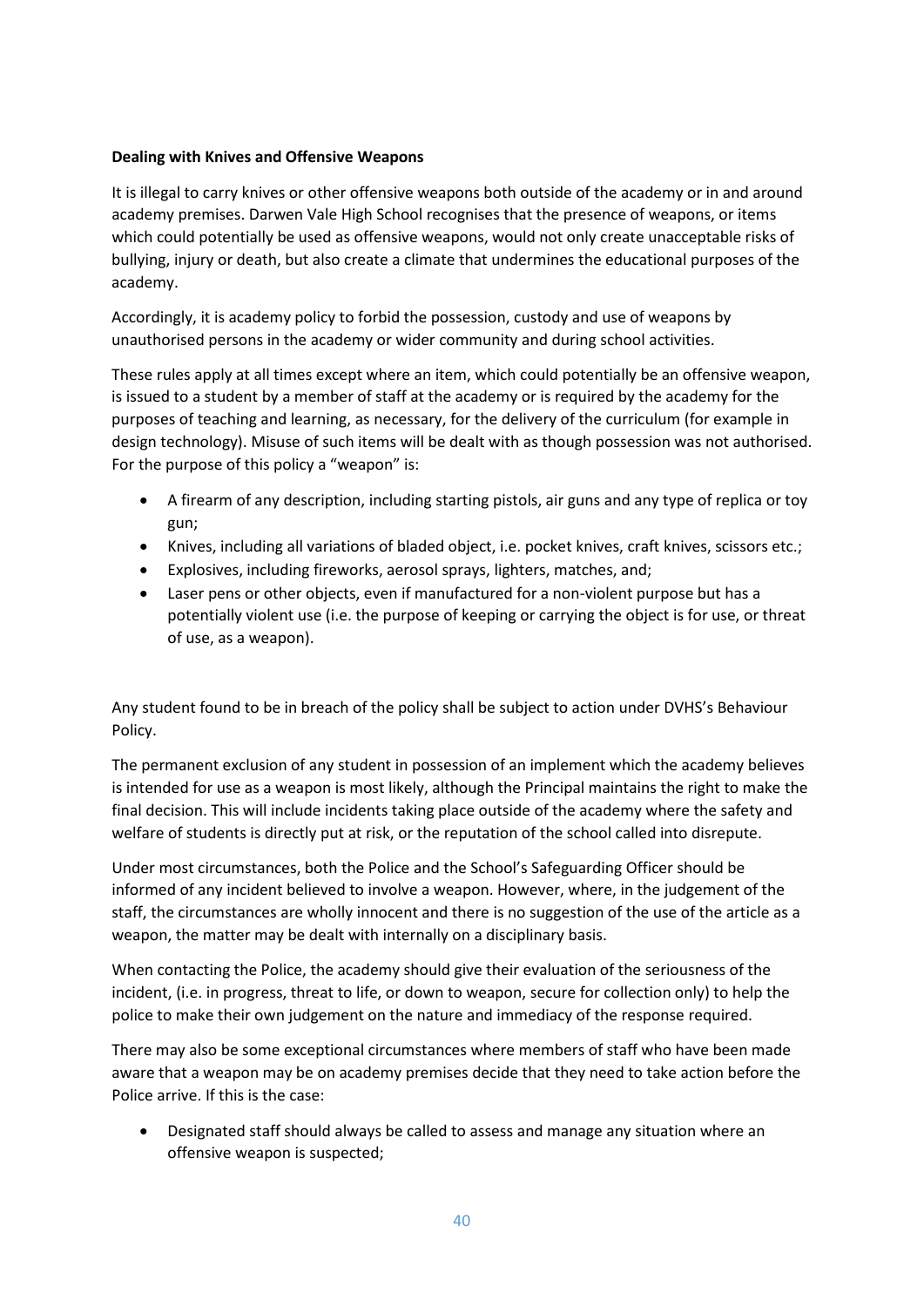**Dealing with Knives and Offensive Weapons**

It is illegal to carry knives or other offensive weapons both outside of the academy or in and around academy premises. Darwen Vale High School recognises that the presence of weapons, or items which could potentially be used as offensive weapons, would not only create unacceptable risks of bullying, injury or death, but also create a climate that undermines the educational purposes of the academy.

Accordingly, it is academy policy to forbid the possession, custody and use of weapons by unauthorised persons in the academy or wider community and during school activities.

These rules apply at all times except where an item, which could potentially be an offensive weapon, is issued to a student by a member of staff at the academy or is required by the academy for the purposes of teaching and learning, as necessary, for the delivery of the curriculum (for example in design technology). Misuse of such items will be dealt with as though possession was not authorised. For the purpose of this policy a "weapon" is:

- A firearm of any description, including starting pistols, air guns and any type of replica or toy gun;
- Knives, including all variations of bladed object, i.e. pocket knives, craft knives, scissors etc.;
- Explosives, including fireworks, aerosol sprays, lighters, matches, and;
- Laser pens or other objects, even if manufactured for a non-violent purpose but has a potentially violent use (i.e. the purpose of keeping or carrying the object is for use, or threat of use, as a weapon).

Any student found to be in breach of the policy shall be subject to action under DVHS's Behaviour Policy.

The permanent exclusion of any student in possession of an implement which the academy believes is intended for use as a weapon is most likely, although the Principal maintains the right to make the final decision. This will include incidents taking place outside of the academy where the safety and welfare of students is directly put at risk, or the reputation of the school called into disrepute.

Under most circumstances, both the Police and the School's Safeguarding Officer should be informed of any incident believed to involve a weapon. However, where, in the judgement of the staff, the circumstances are wholly innocent and there is no suggestion of the use of the article as a weapon, the matter may be dealt with internally on a disciplinary basis.

When contacting the Police, the academy should give their evaluation of the seriousness of the incident, (i.e. in progress, threat to life, or down to weapon, secure for collection only) to help the police to make their own judgement on the nature and immediacy of the response required.

There may also be some exceptional circumstances where members of staff who have been made aware that a weapon may be on academy premises decide that they need to take action before the Police arrive. If this is the case:

- Designated staff should always be called to assess and manage any situation where an offensive weapon is suspected;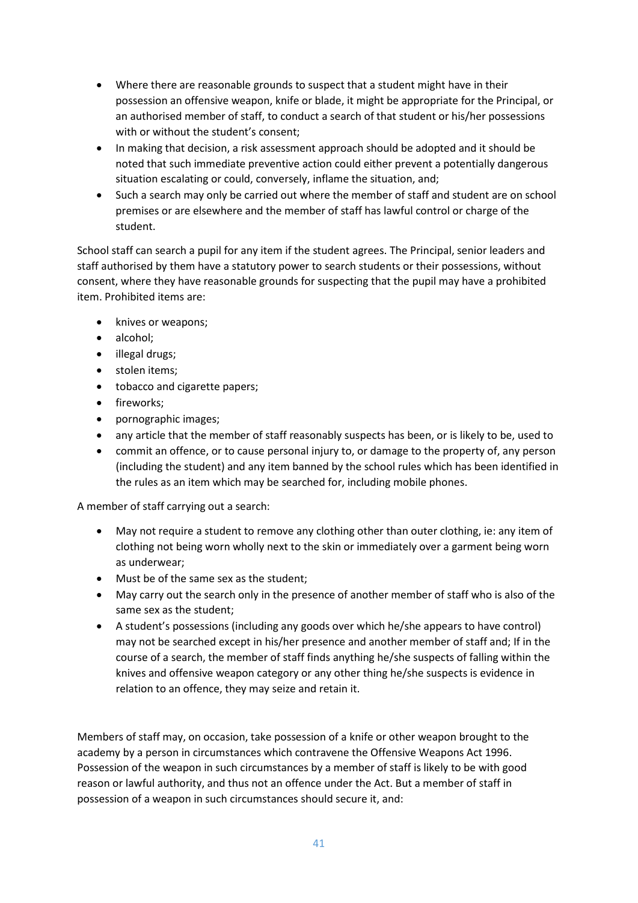- Where there are reasonable grounds to suspect that a student might have in their possession an offensive weapon, knife or blade, it might be appropriate for the Principal, or an authorised member of staff, to conduct a search of that student or his/her possessions with or without the student's consent;
- In making that decision, a risk assessment approach should be adopted and it should be noted that such immediate preventive action could either prevent a potentially dangerous situation escalating or could, conversely, inflame the situation, and;
- Such a search may only be carried out where the member of staff and student are on school premises or are elsewhere and the member of staff has lawful control or charge of the student.

School staff can search a pupil for any item if the student agrees. The Principal, senior leaders and staff authorised by them have a statutory power to search students or their possessions, without consent, where they have reasonable grounds for suspecting that the pupil may have a prohibited item. Prohibited items are:

- knives or weapons;
- alcohol;
- illegal drugs;
- stolen items;
- tobacco and cigarette papers;
- fireworks;
- pornographic images;
- any article that the member of staff reasonably suspects has been, or is likely to be, used to
- commit an offence, or to cause personal injury to, or damage to the property of, any person (including the student) and any item banned by the school rules which has been identified in the rules as an item which may be searched for, including mobile phones.

A member of staff carrying out a search:

- May not require a student to remove any clothing other than outer clothing, ie: any item of clothing not being worn wholly next to the skin or immediately over a garment being worn as underwear;
- Must be of the same sex as the student;
- May carry out the search only in the presence of another member of staff who is also of the same sex as the student;
- A student's possessions (including any goods over which he/she appears to have control) may not be searched except in his/her presence and another member of staff and; If in the course of a search, the member of staff finds anything he/she suspects of falling within the knives and offensive weapon category or any other thing he/she suspects is evidence in relation to an offence, they may seize and retain it.

Members of staff may, on occasion, take possession of a knife or other weapon brought to the academy by a person in circumstances which contravene the Offensive Weapons Act 1996. Possession of the weapon in such circumstances by a member of staff is likely to be with good reason or lawful authority, and thus not an offence under the Act. But a member of staff in possession of a weapon in such circumstances should secure it, and: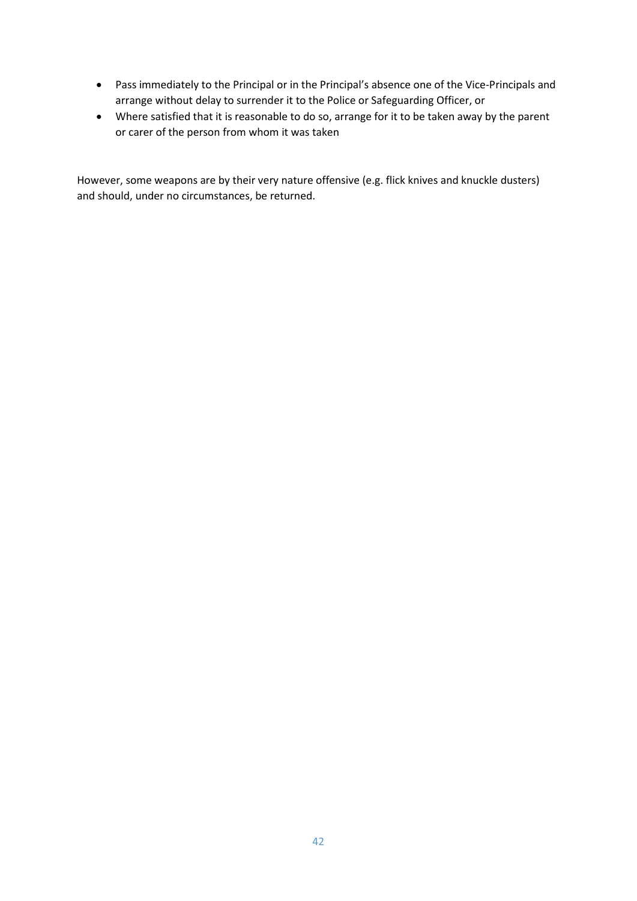- Pass immediately to the Principal or in the Principal's absence one of the Vice-Principals and arrange without delay to surrender it to the Police or Safeguarding Officer, or
- Where satisfied that it is reasonable to do so, arrange for it to be taken away by the parent or carer of the person from whom it was taken

However, some weapons are by their very nature offensive (e.g. flick knives and knuckle dusters) and should, under no circumstances, be returned.